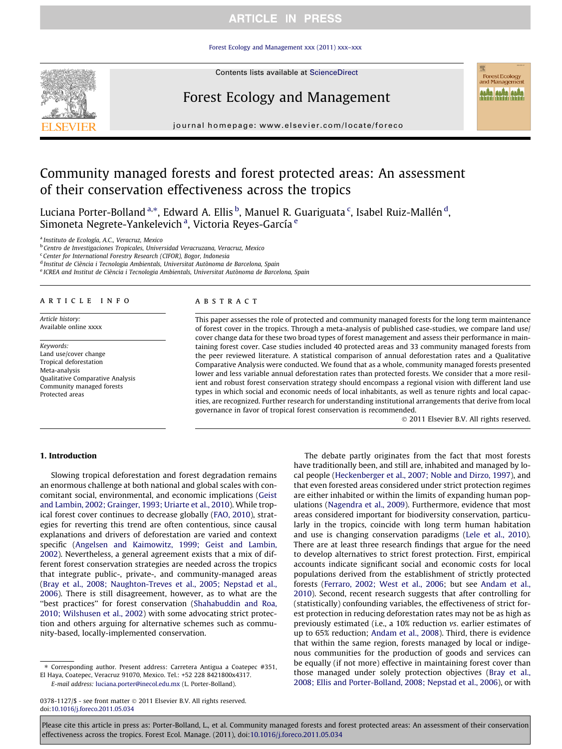# Community managed forests and forest protected areas: An assessment of their conservation effectiveness across the tropics

Luciana Porter-Bolland [a,*], Edward A. Ellis [b], Manuel R. Guariguata [c], Isabel Ruiz-Mallén [d], Simoneta Negrete-Yankelevich [a], Victoria Reyes-García [e]

[a] Instituto de Ecología, A.C., Veracruz, Mexico
[b] Centro de Investigaciones Tropicales, Universidad Veracruzana, Veracruz, Mexico
[c] Center for International Forestry Research (CIFOR), Bogor, Indonesia
[d] Institut de Ciència i Tecnologia Ambientals, Universitat Autònoma de Barcelona, Spain
[e] ICREA and Institut de Ciència i Tecnologia Ambientals, Universitat Autònoma de Barcelona, Spain

## ARTICLE INFO

*Article history:*
Available online xxxx

*Keywords:*
Land use/cover change
Tropical deforestation
Meta-analysis
Qualitative Comparative Analysis
Community managed forests
Protected areas

## ABSTRACT

This paper assesses the role of protected and community managed forests for the long term maintenance of forest cover in the tropics. Through a meta-analysis of published case-studies, we compare land use/cover change data for these two broad types of forest management and assess their performance in maintaining forest cover. Case studies included 40 protected areas and 33 community managed forests from the peer reviewed literature. A statistical comparison of annual deforestation rates and a Qualitative Comparative Analysis were conducted. We found that as a whole, community managed forests presented lower and less variable annual deforestation rates than protected forests. We consider that a more resilient and robust forest conservation strategy should encompass a regional vision with different land use types in which social and economic needs of local inhabitants, as well as tenure rights and local capacities, are recognized. Further research for understanding institutional arrangements that derive from local governance in favor of tropical forest conservation is recommended.

© 2011 Elsevier B.V. All rights reserved.

## 1. Introduction

Slowing tropical deforestation and forest degradation remains an enormous challenge at both national and global scales with concomitant social, environmental, and economic implications (Geist and Lambin, 2002; Graingher, 1993; Uriarte et al., 2010). While tropical forest cover continues to decrease globally (FAO, 2010), strategies for reverting this trend are often contentious, since causal explanations and drivers of deforestation are varied and context specific (Angelsen and Kaimowitz, 1999; Geist and Lambin, 2002). Nevertheless, a general agreement exists that a mix of different forest conservation strategies are needed across the tropics that integrate public-, private-, and community-managed areas (Bray et al., 2008; Naughton-Treves et al., 2005; Nepstad et al., 2006). There is still disagreement, however, as to what are the "best practices" for forest conservation (Shahabuddin and Roa, 2010; Wilshusen et al., 2002) with some advocating strict protection and others arguing for alternative schemes such as community-based, locally-implemented conservation.

The debate partly originates from the fact that most forests have traditionally been, and still are, inhabited and managed by local people (Heckenberger et al., 2007; Noble and Dirzo, 1997), and that even forested areas considered under strict protection regimes are either inhabited or within the limits of expanding human populations (Nagendra et al., 2009). Furthermore, evidence that most areas considered important for biodiversity conservation, particularly in the tropics, coincide with long term human habitation and use is changing conservation paradigms (Lele et al., 2010). There are at least three research findings that argue for the need to develop alternatives to strict forest protection. First, empirical accounts indicate significant social and economic costs for local populations derived from the establishment of strictly protected forests (Ferraro, 2002; West et al., 2006; but see Andam et al., 2010). Second, recent research suggests that after controlling for (statistically) confounding variables, the effectiveness of strict forest protection in reducing deforestation rates may not be as high as previously estimated (i.e., a 10% reduction *vs.* earlier estimates of up to 65% reduction; Andam et al., 2008). Third, there is evidence that within the same region, forests managed by local or indigenous communities for the production of goods and services can be equally (if not more) effective in maintaining forest cover than those managed under solely protection objectives (Bray et al., 2008; Ellis and Porter-Bolland, 2008; Nepstad et al., 2006), or with

---

\* Corresponding author. Present address: Carretera Antigua a Coatepec #351, El Haya, Coatepec, Veracruz 91070, Mexico. Tel.: +52 228 8421800x4317.
*E-mail address:* luciana.porter@inecol.edu.mx (L. Porter-Bolland).

0378-1127/$ - see front matter © 2011 Elsevier B.V. All rights reserved.
doi:10.1016/j.foreco.2011.05.034

Please cite this article in press as: Porter-Bolland, L., et al. Community managed forests and forest protected areas: An assessment of their conservation effectiveness across the tropics. Forest Ecol. Manage. (2011), doi:10.1016/j.foreco.2011.05.034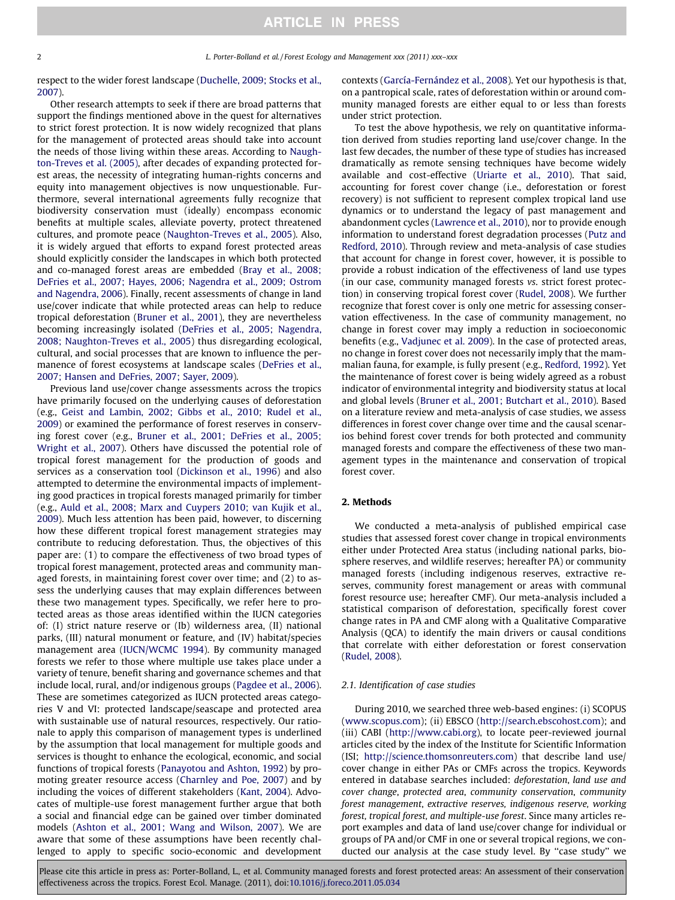respect to the wider forest landscape (Duchelle, 2009; Stocks et al., 2007).

Other research attempts to seek if there are broad patterns that support the findings mentioned above in the quest for alternatives to strict forest protection. It is now widely recognized that plans for the management of protected areas should take into account the needs of those living within these areas. According to Naughton-Treves et al. (2005), after decades of expanding protected forest areas, the necessity of integrating human-rights concerns and equity into management objectives is now unquestionable. Furthermore, several international agreements fully recognize that biodiversity conservation must (ideally) encompass economic benefits at multiple scales, alleviate poverty, protect threatened cultures, and promote peace (Naughton-Treves et al., 2005). Also, it is widely argued that efforts to expand forest protected areas should explicitly consider the landscapes in which both protected and co-managed forest areas are embedded (Bray et al., 2008; DeFries et al., 2007; Hayes, 2006; Nagendra et al., 2009; Ostrom and Nagendra, 2006). Finally, recent assessments of change in land use/cover indicate that while protected areas can help to reduce tropical deforestation (Bruner et al., 2001), they are nevertheless becoming increasingly isolated (DeFries et al., 2005; Nagendra, 2008; Naughton-Treves et al., 2005) thus disregarding ecological, cultural, and social processes that are known to influence the permanence of forest ecosystems at landscape scales (DeFries et al., 2007; Hansen and DeFries, 2007; Sayer, 2009).

Previous land use/cover change assessments across the tropics have primarily focused on the underlying causes of deforestation (e.g., Geist and Lambin, 2002; Gibbs et al., 2010; Rudel et al., 2009) or examined the performance of forest reserves in conserving forest cover (e.g., Bruner et al., 2001; DeFries et al., 2005; Wright et al., 2007). Others have discussed the potential role of tropical forest management for the production of goods and services as a conservation tool (Dickinson et al., 1996) and also attempted to determine the environmental impacts of implementing good practices in tropical forests managed primarily for timber (e.g., Auld et al., 2008; Marx and Cuypers 2010; van Kujik et al., 2009). Much less attention has been paid, however, to discerning how these different tropical forest management strategies may contribute to reducing deforestation. Thus, the objectives of this paper are: (1) to compare the effectiveness of two broad types of tropical forest management, protected areas and community managed forests, in maintaining forest cover over time; and (2) to assess the underlying causes that may explain differences between these two management types. Specifically, we refer here to protected areas as those areas identified within the IUCN categories of: (I) strict nature reserve or (Ib) wilderness area, (II) national parks, (III) natural monument or feature, and (IV) habitat/species management area (IUCN/WCMC 1994). By community managed forests we refer to those where multiple use takes place under a variety of tenure, benefit sharing and governance schemes and that include local, rural, and/or indigenous groups (Pagdee et al., 2006). These are sometimes categorized as IUCN protected areas categories V and VI: protected landscape/seascape and protected area with sustainable use of natural resources, respectively. Our rationale to apply this comparison of management types is underlined by the assumption that local management for multiple goods and services is thought to enhance the ecological, economic, and social functions of tropical forests (Panayotou and Ashton, 1992) by promoting greater resource access (Charnley and Poe, 2007) and by including the voices of different stakeholders (Kant, 2004). Advocates of multiple-use forest management further argue that both a social and financial edge can be gained over timber dominated models (Ashton et al., 2001; Wang and Wilson, 2007). We are aware that some of these assumptions have been recently challenged to apply to specific socio-economic and development contexts (García-Fernández et al., 2008). Yet our hypothesis is that, on a pantropical scale, rates of deforestation within or around community managed forests are either equal to or less than forests under strict protection.

To test the above hypothesis, we rely on quantitative information derived from studies reporting land use/cover change. In the last few decades, the number of these type of studies has increased dramatically as remote sensing techniques have become widely available and cost-effective (Uriarte et al., 2010). That said, accounting for forest cover change (i.e., deforestation or forest recovery) is not sufficient to represent complex tropical land use dynamics or to understand the legacy of past management and abandonment cycles (Lawrence et al., 2010), nor to provide enough information to understand forest degradation processes (Putz and Redford, 2010). Through review and meta-analysis of case studies that account for change in forest cover, however, it is possible to provide a robust indication of the effectiveness of land use types (in our case, community managed forests *vs.* strict forest protection) in conserving tropical forest cover (Rudel, 2008). We further recognize that forest cover is only one metric for assessing conservation effectiveness. In the case of community management, no change in forest cover may imply a reduction in socioeconomic benefits (e.g., Vadjunec et al. 2009). In the case of protected areas, no change in forest cover does not necessarily imply that the mammalian fauna, for example, is fully present (e.g., Redford, 1992). Yet the maintenance of forest cover is being widely agreed as a robust indicator of environmental integrity and biodiversity status at local and global levels (Bruner et al., 2001; Butchart et al., 2010). Based on a literature review and meta-analysis of case studies, we assess differences in forest cover change over time and the causal scenarios behind forest cover trends for both protected and community managed forests and compare the effectiveness of these two management types in the maintenance and conservation of tropical forest cover.

## 2. Methods

We conducted a meta-analysis of published empirical case studies that assessed forest cover change in tropical environments either under Protected Area status (including national parks, biosphere reserves, and wildlife reserves; hereafter PA) or community managed forests (including indigenous reserves, extractive reserves, community forest management or areas with communal forest resource use; hereafter CMF). Our meta-analysis included a statistical comparison of deforestation, specifically forest cover change rates in PA and CMF along with a Qualitative Comparative Analysis (QCA) to identify the main drivers or causal conditions that correlate with either deforestation or forest conservation (Rudel, 2008).

### 2.1. Identification of case studies

During 2010, we searched three web-based engines: (i) SCOPUS (www.scopus.com); (ii) EBSCO (http://search.ebscohost.com); and (iii) CABI (http://www.cabi.org), to locate peer-reviewed journal articles cited by the index of the Institute for Scientific Information (ISI; http://science.thomsonreuters.com) that describe land use/cover change in either PAs or CMFs across the tropics. Keywords entered in database searches included: *deforestation, land use and cover change, protected area, community conservation, community forest management, extractive reserves, indigenous reserve, working forest, tropical forest, and multiple-use forest*. Since many articles report examples and data of land use/cover change for individual or groups of PA and/or CMF in one or several tropical regions, we conducted our analysis at the case study level. By "case study" we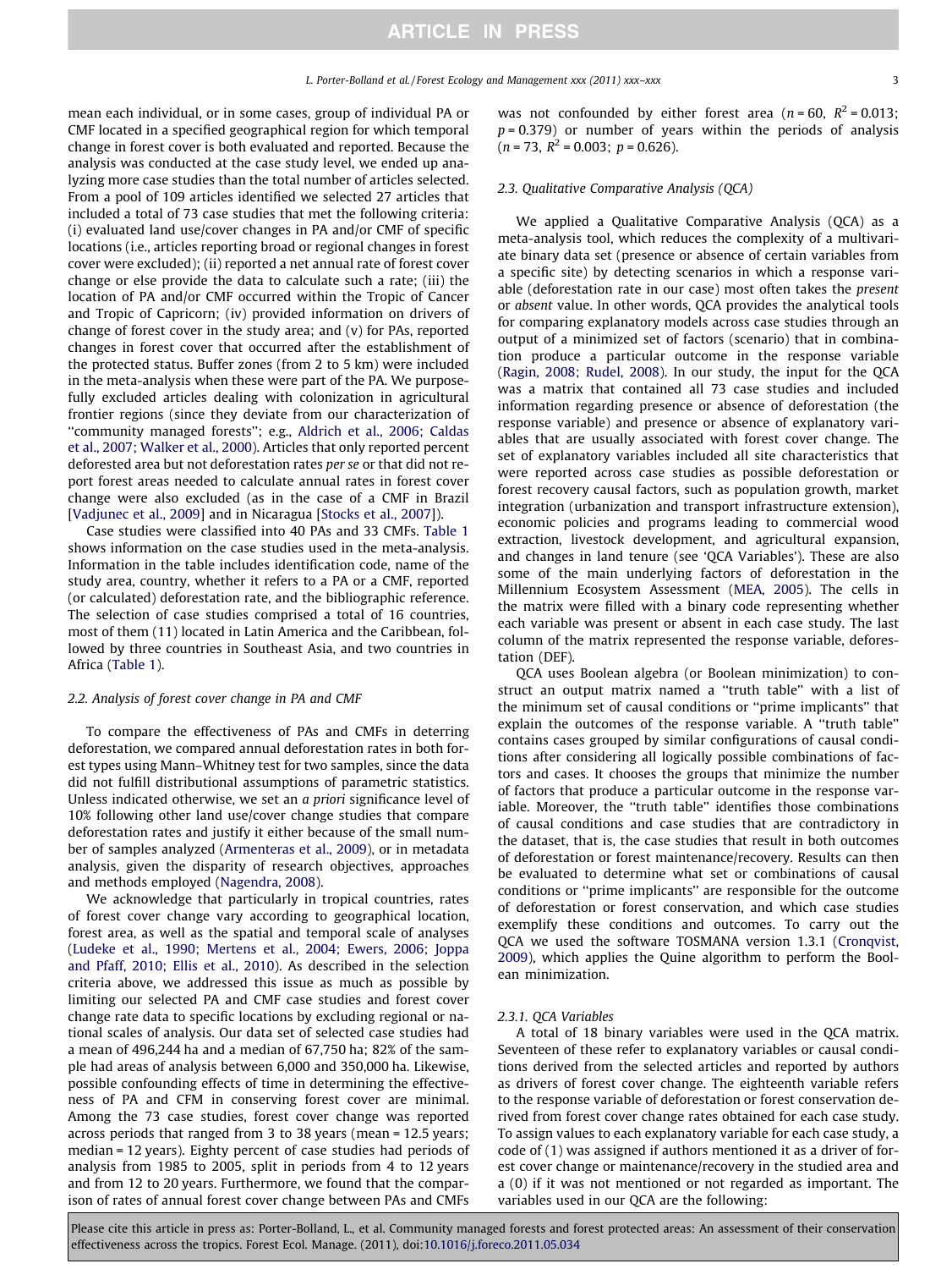mean each individual, or in some cases, group of individual PA or CMF located in a specified geographical region for which temporal change in forest cover is both evaluated and reported. Because the analysis was conducted at the case study level, we ended up analyzing more case studies than the total number of articles selected. From a pool of 109 articles identified we selected 27 articles that included a total of 73 case studies that met the following criteria: (i) evaluated land use/cover changes in PA and/or CMF of specific locations (i.e., articles reporting broad or regional changes in forest cover were excluded); (ii) reported a net annual rate of forest cover change or else provide the data to calculate such a rate; (iii) the location of PA and/or CMF occurred within the Tropic of Cancer and Tropic of Capricorn; (iv) provided information on drivers of change of forest cover in the study area; and (v) for PAs, reported changes in forest cover that occurred after the establishment of the protected status. Buffer zones (from 2 to 5 km) were included in the meta-analysis when these were part of the PA. We purposefully excluded articles dealing with colonization in agricultural frontier regions (since they deviate from our characterization of ''community managed forests''; e.g., Aldrich et al., 2006; Caldas et al., 2007; Walker et al., 2000). Articles that only reported percent deforested area but not deforestation rates *per se* or that did not report forest areas needed to calculate annual rates in forest cover change were also excluded (as in the case of a CMF in Brazil [Vadjunec et al., 2009] and in Nicaragua [Stocks et al., 2007]).

Case studies were classified into 40 PAs and 33 CMFs. Table 1 shows information on the case studies used in the meta-analysis. Information in the table includes identification code, name of the study area, country, whether it refers to a PA or a CMF, reported (or calculated) deforestation rate, and the bibliographic reference. The selection of case studies comprised a total of 16 countries, most of them (11) located in Latin America and the Caribbean, followed by three countries in Southeast Asia, and two countries in Africa (Table 1).

### 2.2. Analysis of forest cover change in PA and CMF

To compare the effectiveness of PAs and CMFs in deterring deforestation, we compared annual deforestation rates in both forest types using Mann–Whitney test for two samples, since the data did not fulfill distributional assumptions of parametric statistics. Unless indicated otherwise, we set an *a priori* significance level of 10% following other land use/cover change studies that compare deforestation rates and justify it either because of the small number of samples analyzed (Armenteras et al., 2009), or in metadata analysis, given the disparity of research objectives, approaches and methods employed (Nagendra, 2008).

We acknowledge that particularly in tropical countries, rates of forest cover change vary according to geographical location, forest area, as well as the spatial and temporal scale of analyses (Ludeke et al., 1990; Mertens et al., 2004; Ewers, 2006; Joppa and Pfaff, 2010; Ellis et al., 2010). As described in the selection criteria above, we addressed this issue as much as possible by limiting our selected PA and CMF case studies and forest cover change rate data to specific locations by excluding regional or national scales of analysis. Our data set of selected case studies had a mean of 496,244 ha and a median of 67,750 ha; 82% of the sample had areas of analysis between 6,000 and 350,000 ha. Likewise, possible confounding effects of time in determining the effectiveness of PA and CFM in conserving forest cover are minimal. Among the 73 case studies, forest cover change was reported across periods that ranged from 3 to 38 years (mean = 12.5 years; median = 12 years). Eighty percent of case studies had periods of analysis from 1985 to 2005, split in periods from 4 to 12 years and from 12 to 20 years. Furthermore, we found that the comparison of rates of annual forest cover change between PAs and CMFs was not confounded by either forest area ($n = 60$, $R^2 = 0.013$; $p = 0.379$) or number of years within the periods of analysis ($n = 73$, $R^2 = 0.003$; $p = 0.626$).

### 2.3. Qualitative Comparative Analysis (QCA)

We applied a Qualitative Comparative Analysis (QCA) as a meta-analysis tool, which reduces the complexity of a multivariate binary data set (presence or absence of certain variables from a specific site) by detecting scenarios in which a response variable (deforestation rate in our case) most often takes the *present* or *absent* value. In other words, QCA provides the analytical tools for comparing explanatory models across case studies through an output of a minimized set of factors (scenario) that in combination produce a particular outcome in the response variable (Ragin, 2008; Rudel, 2008). In our study, the input for the QCA was a matrix that contained all 73 case studies and included information regarding presence or absence of deforestation (the response variable) and presence or absence of explanatory variables that are usually associated with forest cover change. The set of explanatory variables included all site characteristics that were reported across case studies as possible deforestation or forest recovery causal factors, such as population growth, market integration (urbanization and transport infrastructure extension), economic policies and programs leading to commercial wood extraction, livestock development, and agricultural expansion, and changes in land tenure (see 'QCA Variables'). These are also some of the main underlying factors of deforestation in the Millennium Ecosystem Assessment (MEA, 2005). The cells in the matrix were filled with a binary code representing whether each variable was present or absent in each case study. The last column of the matrix represented the response variable, deforestation (DEF).

QCA uses Boolean algebra (or Boolean minimization) to construct an output matrix named a ''truth table'' with a list of the minimum set of causal conditions or ''prime implicants'' that explain the outcomes of the response variable. A ''truth table'' contains cases grouped by similar configurations of causal conditions after considering all logically possible combinations of factors and cases. It chooses the groups that minimize the number of factors that produce a particular outcome in the response variable. Moreover, the ''truth table'' identifies those combinations of causal conditions and case studies that are contradictory in the dataset, that is, the case studies that result in both outcomes of deforestation or forest maintenance/recovery. Results can then be evaluated to determine what set or combinations of causal conditions or ''prime implicants'' are responsible for the outcome of deforestation or forest conservation, and which case studies exemplify these conditions and outcomes. To carry out the QCA we used the software TOSMANA version 1.3.1 (Cronqvist, 2009), which applies the Quine algorithm to perform the Boolean minimization.

#### 2.3.1. QCA Variables

A total of 18 binary variables were used in the QCA matrix. Seventeen of these refer to explanatory variables or causal conditions derived from the selected articles and reported by authors as drivers of forest cover change. The eighteenth variable refers to the response variable of deforestation or forest conservation derived from forest cover change rates obtained for each case study. To assign values to each explanatory variable for each case study, a code of (1) was assigned if authors mentioned it as a driver of forest cover change or maintenance/recovery in the studied area and a (0) if it was not mentioned or not regarded as important. The variables used in our QCA are the following: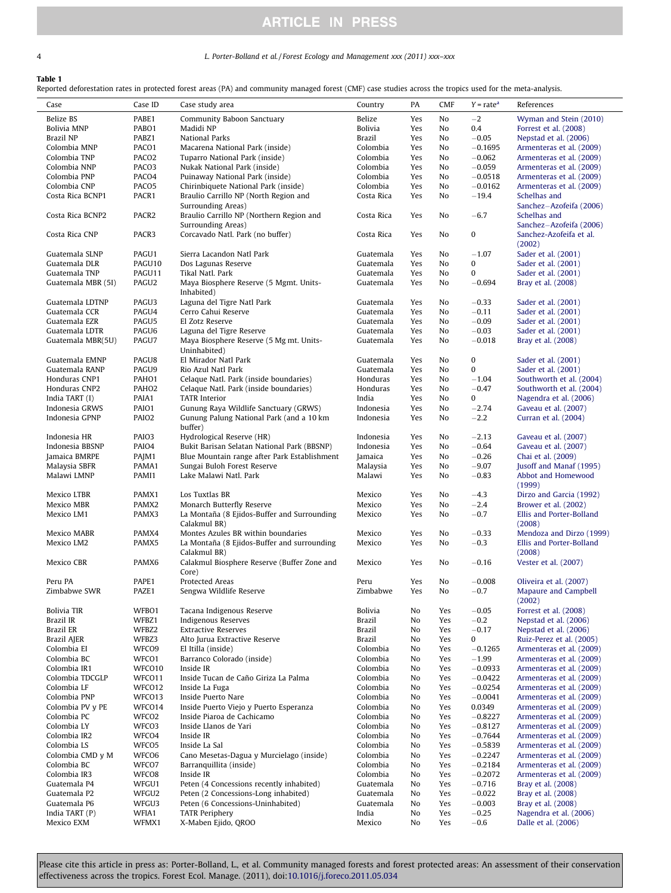**Table 1**
Reported deforestation rates in protected forest areas (PA) and community managed forest (CMF) case studies across the tropics used for the meta-analysis.

| Case | Case ID | Case study area | Country | PA | CMF | Y = rate[a] | References |
|---|---|---|---|---|---|---|---|
| Belize BS | PABE1 | Community Baboon Sanctuary | Belize | Yes | No | −2 | Wyman and Stein (2010) |
| Bolivia MNP | PABO1 | Madidi NP | Bolivia | Yes | No | 0.4 | Forrest et al. (2008) |
| Brazil NP | PABZ1 | National Parks | Brazil | Yes | No | −0.05 | Nepstad et al. (2006) |
| Colombia MNP | PACO1 | Macarena National Park (inside) | Colombia | Yes | No | −0.1695 | Armenteras et al. (2009) |
| Colombia TNP | PACO2 | Tuparro National Park (inside) | Colombia | Yes | No | −0.062 | Armenteras et al. (2009) |
| Colombia NNP | PACO3 | Nukak National Park (inside) | Colombia | Yes | No | −0.059 | Armenteras et al. (2009) |
| Colombia PNP | PACO4 | Puinaway National Park (inside) | Colombia | Yes | No | −0.0518 | Armenteras et al. (2009) |
| Colombia CNP | PACO5 | Chirinbiquete National Park (inside) | Colombia | Yes | No | −0.0162 | Armenteras et al. (2009) |
| Costa Rica BCNP1 | PACR1 | Braulio Carrillo NP (North Region and Surrounding Areas) | Costa Rica | Yes | No | −19.4 | Schelhas and Sanchez–Azofeifa (2006) |
| Costa Rica BCNP2 | PACR2 | Braulio Carrillo NP (Northern Region and Surrounding Areas) | Costa Rica | Yes | No | −6.7 | Schelhas and Sanchez–Azofeifa (2006) |
| Costa Rica CNP | PACR3 | Corcavado Natl. Park (no buffer) | Costa Rica | Yes | No | 0 | Sanchez-Azofeifa et al. (2002) |
| Guatemala SLNP | PAGU1 | Sierra Lacandon Natl Park | Guatemala | Yes | No | −1.07 | Sader et al. (2001) |
| Guatemala DLR | PAGU10 | Dos Lagunas Reserve | Guatemala | Yes | No | 0 | Sader et al. (2001) |
| Guatemala TNP | PAGU11 | Tikal Natl. Park | Guatemala | Yes | No | 0 | Sader et al. (2001) |
| Guatemala MBR (5I) | PAGU2 | Maya Biosphere Reserve (5 Mgmt. Units-Inhabited) | Guatemala | Yes | No | −0.694 | Bray et al. (2008) |
| Guatemala LDTNP | PAGU3 | Laguna del Tigre Natl Park | Guatemala | Yes | No | −0.33 | Sader et al. (2001) |
| Guatemala CCR | PAGU4 | Cerro Cahui Reserve | Guatemala | Yes | No | −0.11 | Sader et al. (2001) |
| Guatemala EZR | PAGU5 | El Zotz Reserve | Guatemala | Yes | No | −0.09 | Sader et al. (2001) |
| Guatemala LDTR | PAGU6 | Laguna del Tigre Reserve | Guatemala | Yes | No | −0.03 | Sader et al. (2001) |
| Guatemala MBR(5U) | PAGU7 | Maya Biosphere Reserve (5 Mg mt. Units-Uninhabited) | Guatemala | Yes | No | −0.018 | Bray et al. (2008) |
| Guatemala EMNP | PAGU8 | El Mirador Natl Park | Guatemala | Yes | No | 0 | Sader et al. (2001) |
| Guatemala RANP | PAGU9 | Rio Azul Natl Park | Guatemala | Yes | No | 0 | Sader et al. (2001) |
| Honduras CNP1 | PAHO1 | Celaque Natl. Park (inside boundaries) | Honduras | Yes | No | −1.04 | Southworth et al. (2004) |
| Honduras CNP2 | PAHO2 | Celaque Natl. Park (inside boundaries) | Honduras | Yes | No | −0.47 | Southworth et al. (2004) |
| India TART (I) | PAIA1 | TATR Interior | India | Yes | No | 0 | Nagendra et al. (2006) |
| Indonesia GRWS | PAIO1 | Gunung Raya Wildlife Sanctuary (GRWS) | Indonesia | Yes | No | −2.74 | Gaveau et al. (2007) |
| Indonesia GPNP | PAIO2 | Gunung Palung National Park (and a 10 km buffer) | Indonesia | Yes | No | −2.2 | Curran et al. (2004) |
| Indonesia HR | PAIO3 | Hydrological Reserve (HR) | Indonesia | Yes | No | −2.13 | Gaveau et al. (2007) |
| Indonesia BBSNP | PAIO4 | Bukit Barisan Selatan National Park (BBSNP) | Indonesia | Yes | No | −0.64 | Gaveau et al. (2007) |
| Jamaica BMRPE | PAJM1 | Blue Mountain range after Park Establishment | Jamaica | Yes | No | −0.26 | Chai et al. (2009) |
| Malaysia SBFR | PAMA1 | Sungai Buloh Forest Reserve | Malaysia | Yes | No | −9.07 | Jusoff and Manaf (1995) |
| Malawi LMNP | PAMI1 | Lake Malawi Natl. Park | Malawi | Yes | No | −0.83 | Abbot and Homewood (1999) |
| Mexico LTBR | PAMX1 | Los Tuxtlas BR | Mexico | Yes | No | −4.3 | Dirzo and Garcia (1992) |
| Mexico MBR | PAMX2 | Monarch Butterfly Reserve | Mexico | Yes | No | −2.4 | Brower et al. (2002) |
| Mexico LM1 | PAMX3 | La Montaña (8 Ejidos-Buffer and Surrounding Calakmul BR) | Mexico | Yes | No | −0.7 | Ellis and Porter-Bolland (2008) |
| Mexico MABR | PAMX4 | Montes Azules BR within boundaries | Mexico | Yes | No | −0.33 | Mendoza and Dirzo (1999) |
| Mexico LM2 | PAMX5 | La Montaña (8 Ejidos-Buffer and surrounding Calakmul BR) | Mexico | Yes | No | −0.3 | Ellis and Porter-Bolland (2008) |
| Mexico CBR | PAMX6 | Calakmul Biosphere Reserve (Buffer Zone and Core) | Mexico | Yes | No | −0.16 | Vester et al. (2007) |
| Peru PA | PAPE1 | Protected Areas | Peru | Yes | No | −0.008 | Oliveira et al. (2007) |
| Zimbabwe SWR | PAZE1 | Sengwa Wildlife Reserve | Zimbabwe | Yes | No | −0.7 | Mapaure and Campbell (2002) |
| Bolivia TIR | WFBO1 | Tacana Indigenous Reserve | Bolivia | No | Yes | −0.05 | Forrest et al. (2008) |
| Brazil IR | WFBZ1 | Indigenous Reserves | Brazil | No | Yes | −0.2 | Nepstad et al. (2006) |
| Brazil ER | WFBZ2 | Extractive Reserves | Brazil | No | Yes | −0.17 | Nepstad et al. (2006) |
| Brazil AJER | WFBZ3 | Alto Jurua Extractive Reserve | Brazil | No | Yes | 0 | Ruiz-Perez et al. (2005) |
| Colombia EI | WFCO9 | El Itilla (inside) | Colombia | No | Yes | −0.1265 | Armenteras et al. (2009) |
| Colombia BC | WFCO1 | Barranco Colorado (inside) | Colombia | No | Yes | −1.99 | Armenteras et al. (2009) |
| Colombia IR1 | WFCO10 | Inside IR | Colombia | No | Yes | −0.0933 | Armenteras et al. (2009) |
| Colombia TDCGLP | WFCO11 | Inside Tucan de Caño Giriza La Palma | Colombia | No | Yes | −0.0422 | Armenteras et al. (2009) |
| Colombia LF | WFCO12 | Inside La Fuga | Colombia | No | Yes | −0.0254 | Armenteras et al. (2009) |
| Colombia PNP | WFCO13 | Inside Puerto Nare | Colombia | No | Yes | −0.0041 | Armenteras et al. (2009) |
| Colombia PV y PE | WFCO14 | Inside Puerto Viejo y Puerto Esperanza | Colombia | No | Yes | 0.0349 | Armenteras et al. (2009) |
| Colombia PC | WFCO2 | Inside Piaroa de Cachicamo | Colombia | No | Yes | −0.8227 | Armenteras et al. (2009) |
| Colombia LY | WFCO3 | Inside Llanos de Yari | Colombia | No | Yes | −0.8127 | Armenteras et al. (2009) |
| Colombia IR2 | WFCO4 | Inside IR | Colombia | No | Yes | −0.7644 | Armenteras et al. (2009) |
| Colombia LS | WFCO5 | Inside La Sal | Colombia | No | Yes | −0.5839 | Armenteras et al. (2009) |
| Colombia CMD y M | WFCO6 | Cano Mesetas-Dagua y Murcielago (inside) | Colombia | No | Yes | −0.2247 | Armenteras et al. (2009) |
| Colombia BC | WFCO7 | Barranquillita (inside) | Colombia | No | Yes | −0.2184 | Armenteras et al. (2009) |
| Colombia IR3 | WFCO8 | Inside IR | Colombia | No | Yes | −0.2072 | Armenteras et al. (2009) |
| Guatemala P4 | WFGU1 | Peten (4 Concessions recently inhabited) | Guatemala | No | Yes | −0.716 | Bray et al. (2008) |
| Guatemala P2 | WFGU2 | Peten (2 Concessions-Long inhabited) | Guatemala | No | Yes | −0.022 | Bray et al. (2008) |
| Guatemala P6 | WFGU3 | Peten (6 Concessions-Uninhabited) | Guatemala | No | Yes | −0.003 | Bray et al. (2008) |
| India TART (P) | WFIA1 | TATR Periphery | India | No | Yes | −0.25 | Nagendra et al. (2006) |
| Mexico EXM | WFMX1 | X-Maben Ejido, QROO | Mexico | No | Yes | −0.6 | Dalle et al. (2006) |

Please cite this article in press as: Porter-Bolland, L., et al. Community managed forests and forest protected areas: An assessment of their conservation effectiveness across the tropics. Forest Ecol. Manage. (2011), doi:10.1016/j.foreco.2011.05.034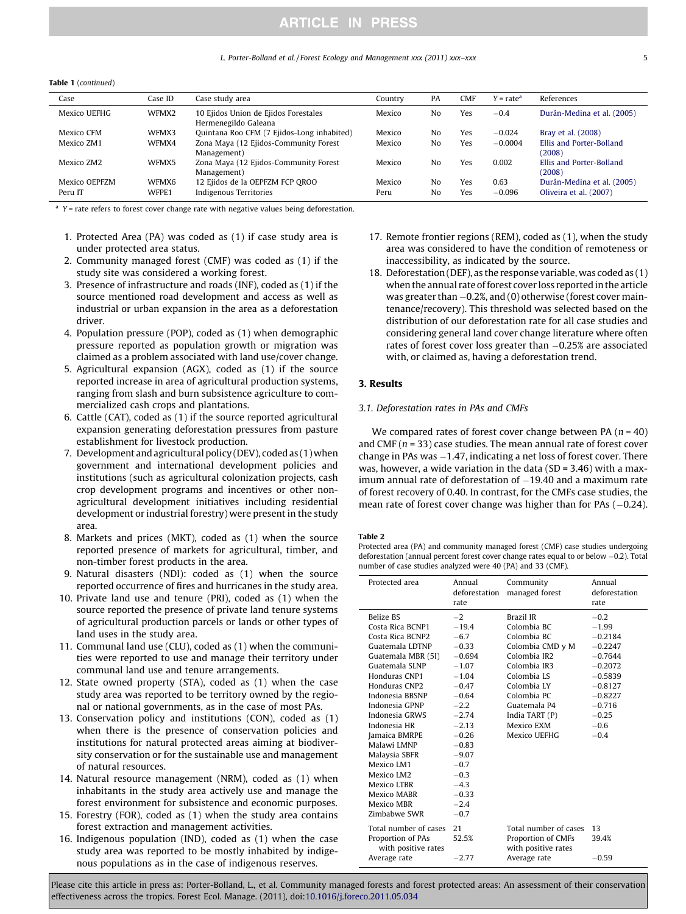**Table 1** (*continued*)

| Case | Case ID | Case study area | Country | PA | CMF | $Y$ = rate[a] | References |
|---|---|---|---|---|---|---|---|
| Mexico UEFHG | WFMX2 | 10 Ejidos Union de Ejidos Forestales Hermenegildo Galeana | Mexico | No | Yes | −0.4 | Durán-Medina et al. (2005) |
| Mexico CFM | WFMX3 | Quintana Roo CFM (7 Ejidos-Long inhabited) | Mexico | No | Yes | −0.024 | Bray et al. (2008) |
| Mexico ZM1 | WFMX4 | Zona Maya (12 Ejidos-Community Forest Management) | Mexico | No | Yes | −0.0004 | Ellis and Porter-Bolland (2008) |
| Mexico ZM2 | WFMX5 | Zona Maya (12 Ejidos-Community Forest Management) | Mexico | No | Yes | 0.002 | Ellis and Porter-Bolland (2008) |
| Mexico OEPFZM | WFMX6 | 12 Ejidos de la OEPFZM FCP QROO | Mexico | No | Yes | 0.63 | Durán-Medina et al. (2005) |
| Peru IT | WFPE1 | Indigenous Territories | Peru | No | Yes | −0.096 | Oliveira et al. (2007) |

[a] $Y$ = rate refers to forest cover change rate with negative values being deforestation.

1. Protected Area (PA) was coded as (1) if case study area is under protected area status.
2. Community managed forest (CMF) was coded as (1) if the study site was considered a working forest.
3. Presence of infrastructure and roads (INF), coded as (1) if the source mentioned road development and access as well as industrial or urban expansion in the area as a deforestation driver.
4. Population pressure (POP), coded as (1) when demographic pressure reported as population growth or migration was claimed as a problem associated with land use/cover change.
5. Agricultural expansion (AGX), coded as (1) if the source reported increase in area of agricultural production systems, ranging from slash and burn subsistence agriculture to commercialized cash crops and plantations.
6. Cattle (CAT), coded as (1) if the source reported agricultural expansion generating deforestation pressures from pasture establishment for livestock production.
7. Development and agricultural policy (DEV), coded as (1) when government and international development policies and institutions (such as agricultural colonization projects, cash crop development programs and incentives or other non-agricultural development initiatives including residential development or industrial forestry) were present in the study area.
8. Markets and prices (MKT), coded as (1) when the source reported presence of markets for agricultural, timber, and non-timber forest products in the area.
9. Natural disasters (NDI): coded as (1) when the source reported occurrence of fires and hurricanes in the study area.
10. Private land use and tenure (PRI), coded as (1) when the source reported the presence of private land tenure systems of agricultural production parcels or lands or other types of land uses in the study area.
11. Communal land use (CLU), coded as (1) when the communities were reported to use and manage their territory under communal land use and tenure arrangements.
12. State owned property (STA), coded as (1) when the case study area was reported to be territory owned by the regional or national governments, as in the case of most PAs.
13. Conservation policy and institutions (CON), coded as (1) when there is the presence of conservation policies and institutions for natural protected areas aiming at biodiversity conservation or for the sustainable use and management of natural resources.
14. Natural resource management (NRM), coded as (1) when inhabitants in the study area actively use and manage the forest environment for subsistence and economic purposes.
15. Forestry (FOR), coded as (1) when the study area contains forest extraction and management activities.
16. Indigenous population (IND), coded as (1) when the case study area was reported to be mostly inhabited by indigenous populations as in the case of indigenous reserves.
17. Remote frontier regions (REM), coded as (1), when the study area was considered to have the condition of remoteness or inaccessibility, as indicated by the source.
18. Deforestation (DEF), as the response variable, was coded as (1) when the annual rate of forest cover loss reported in the article was greater than −0.2%, and (0) otherwise (forest cover maintenance/recovery). This threshold was selected based on the distribution of our deforestation rate for all case studies and considering general land cover change literature where often rates of forest cover loss greater than −0.25% are associated with, or claimed as, having a deforestation trend.

## 3. Results

### 3.1. Deforestation rates in PAs and CMFs

We compared rates of forest cover change between PA ($n = 40$) and CMF ($n = 33$) case studies. The mean annual rate of forest cover change in PAs was −1.47, indicating a net loss of forest cover. There was, however, a wide variation in the data (SD = 3.46) with a maximum annual rate of deforestation of −19.40 and a maximum rate of forest recovery of 0.40. In contrast, for the CMFs case studies, the mean rate of forest cover change was higher than for PAs (−0.24).

**Table 2**
Protected area (PA) and community managed forest (CMF) case studies undergoing deforestation (annual percent forest cover change rates equal to or below −0.2). Total number of case studies analyzed were 40 (PA) and 33 (CMF).

| Protected area | Annual deforestation rate | Community managed forest | Annual deforestation rate |
|---|---|---|---|
| Belize BS | −2 | Brazil IR | −0.2 |
| Costa Rica BCNP1 | −19.4 | Colombia BC | −1.99 |
| Costa Rica BCNP2 | −6.7 | Colombia BC | −0.2184 |
| Guatemala LDTNP | −0.33 | Colombia CMD y M | −0.2247 |
| Guatemala MBR (5I) | −0.694 | Colombia IR2 | −0.7644 |
| Guatemala SLNP | −1.07 | Colombia IR3 | −0.2072 |
| Honduras CNP1 | −1.04 | Colombia LS | −0.5839 |
| Honduras CNP2 | −0.47 | Colombia LY | −0.8127 |
| Indonesia BBSNP | −0.64 | Colombia PC | −0.8227 |
| Indonesia GPNP | −2.2 | Guatemala P4 | −0.716 |
| Indonesia GRWS | −2.74 | India TART (P) | −0.25 |
| Indonesia HR | −2.13 | Mexico EXM | −0.6 |
| Jamaica BMRPE | −0.26 | Mexico UEFHG | −0.4 |
| Malawi LMNP | −0.83 | | |
| Malaysia SBFR | −9.07 | | |
| Mexico LM1 | −0.7 | | |
| Mexico LM2 | −0.3 | | |
| Mexico LTBR | −4.3 | | |
| Mexico MABR | −0.33 | | |
| Mexico MBR | −2.4 | | |
| Zimbabwe SWR | −0.7 | | |
| Total number of cases | 21 | Total number of cases | 13 |
| Proportion of PAs with positive rates | 52.5% | Proportion of CMFs with positive rates | 39.4% |
| Average rate | −2.77 | Average rate | −0.59 |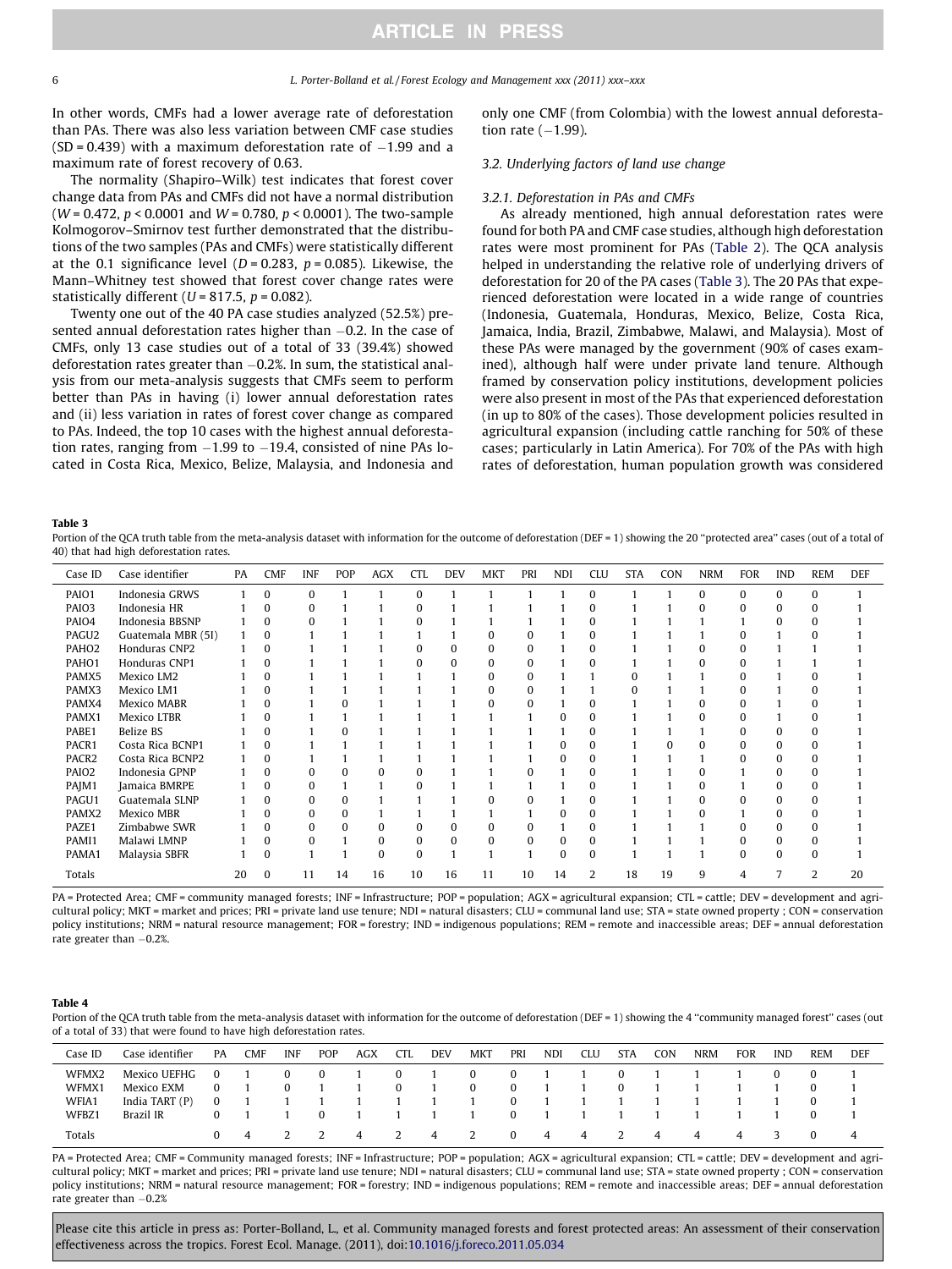In other words, CMFs had a lower average rate of deforestation than PAs. There was also less variation between CMF case studies (SD = 0.439) with a maximum deforestation rate of −1.99 and a maximum rate of forest recovery of 0.63.

The normality (Shapiro–Wilk) test indicates that forest cover change data from PAs and CMFs did not have a normal distribution ($W = 0.472$, $p < 0.0001$ and $W = 0.780$, $p < 0.0001$). The two-sample Kolmogorov–Smirnov test further demonstrated that the distributions of the two samples (PAs and CMFs) were statistically different at the 0.1 significance level ($D = 0.283$, $p = 0.085$). Likewise, the Mann–Whitney test showed that forest cover change rates were statistically different ($U = 817.5$, $p = 0.082$).

Twenty one out of the 40 PA case studies analyzed (52.5%) presented annual deforestation rates higher than −0.2. In the case of CMFs, only 13 case studies out of a total of 33 (39.4%) showed deforestation rates greater than −0.2%. In sum, the statistical analysis from our meta-analysis suggests that CMFs seem to perform better than PAs in having (i) lower annual deforestation rates and (ii) less variation in rates of forest cover change as compared to PAs. Indeed, the top 10 cases with the highest annual deforestation rates, ranging from −1.99 to −19.4, consisted of nine PAs located in Costa Rica, Mexico, Belize, Malaysia, and Indonesia and only one CMF (from Colombia) with the lowest annual deforestation rate (−1.99).

### 3.2. Underlying factors of land use change

#### 3.2.1. Deforestation in PAs and CMFs

As already mentioned, high annual deforestation rates were found for both PA and CMF case studies, although high deforestation rates were most prominent for PAs (Table 2). The QCA analysis helped in understanding the relative role of underlying drivers of deforestation for 20 of the PA cases (Table 3). The 20 PAs that experienced deforestation were located in a wide range of countries (Indonesia, Guatemala, Honduras, Mexico, Belize, Costa Rica, Jamaica, India, Brazil, Zimbabwe, Malawi, and Malaysia). Most of these PAs were managed by the government (90% of cases examined), although half were under private land tenure. Although framed by conservation policy institutions, development policies were also present in most of the PAs that experienced deforestation (in up to 80% of the cases). Those development policies resulted in agricultural expansion (including cattle ranching for 50% of these cases; particularly in Latin America). For 70% of the PAs with high rates of deforestation, human population growth was considered

**Table 3**

Portion of the QCA truth table from the meta-analysis dataset with information for the outcome of deforestation (DEF = 1) showing the 20 "protected area" cases (out of a total of 40) that had high deforestation rates.

| Case ID | Case identifier | PA | CMF | INF | POP | AGX | CTL | DEV | MKT | PRI | NDI | CLU | STA | CON | NRM | FOR | IND | REM | DEF |
|---|---|---|---|---|---|---|---|---|---|---|---|---|---|---|---|---|---|---|---|
| PAIO1 | Indonesia GRWS | 1 | 0 | 0 | 1 | 1 | 0 | 1 | 1 | 1 | 1 | 0 | 1 | 1 | 0 | 0 | 0 | 0 | 1 |
| PAIO3 | Indonesia HR | 1 | 0 | 0 | 1 | 1 | 0 | 1 | 1 | 1 | 1 | 0 | 1 | 1 | 0 | 0 | 0 | 0 | 1 |
| PAIO4 | Indonesia BBSNP | 1 | 0 | 0 | 1 | 1 | 0 | 1 | 1 | 1 | 1 | 0 | 1 | 1 | 1 | 1 | 0 | 0 | 1 |
| PAGU2 | Guatemala MBR (5I) | 1 | 0 | 1 | 1 | 1 | 1 | 1 | 0 | 0 | 1 | 0 | 1 | 1 | 1 | 0 | 1 | 0 | 1 |
| PAHO2 | Honduras CNP2 | 1 | 0 | 1 | 1 | 1 | 0 | 0 | 0 | 0 | 1 | 0 | 1 | 1 | 0 | 0 | 1 | 1 | 1 |
| PAHO1 | Honduras CNP1 | 1 | 0 | 1 | 1 | 1 | 0 | 0 | 0 | 0 | 1 | 0 | 1 | 1 | 0 | 0 | 1 | 1 | 1 |
| PAMX5 | Mexico LM2 | 1 | 0 | 1 | 1 | 1 | 1 | 1 | 0 | 0 | 1 | 1 | 0 | 1 | 1 | 0 | 1 | 0 | 1 |
| PAMX3 | Mexico LM1 | 1 | 0 | 1 | 1 | 1 | 1 | 1 | 0 | 0 | 1 | 1 | 0 | 1 | 1 | 0 | 1 | 0 | 1 |
| PAMX4 | Mexico MABR | 1 | 0 | 1 | 0 | 1 | 1 | 1 | 0 | 0 | 1 | 0 | 1 | 1 | 0 | 0 | 1 | 0 | 1 |
| PAMX1 | Mexico LTBR | 1 | 0 | 1 | 1 | 1 | 1 | 1 | 1 | 1 | 0 | 0 | 1 | 1 | 0 | 0 | 1 | 0 | 1 |
| PABE1 | Belize BS | 1 | 0 | 1 | 0 | 1 | 1 | 1 | 1 | 1 | 1 | 0 | 1 | 1 | 1 | 0 | 0 | 0 | 1 |
| PACR1 | Costa Rica BCNP1 | 1 | 0 | 1 | 1 | 1 | 1 | 1 | 1 | 1 | 0 | 0 | 1 | 0 | 0 | 0 | 0 | 0 | 1 |
| PACR2 | Costa Rica BCNP2 | 1 | 0 | 1 | 1 | 1 | 1 | 1 | 1 | 1 | 0 | 0 | 1 | 1 | 1 | 0 | 0 | 0 | 1 |
| PAIO2 | Indonesia GPNP | 1 | 0 | 0 | 0 | 0 | 0 | 1 | 1 | 0 | 1 | 0 | 1 | 1 | 0 | 1 | 0 | 0 | 1 |
| PAJM1 | Jamaica BMRPE | 1 | 0 | 0 | 1 | 1 | 0 | 1 | 1 | 1 | 1 | 0 | 1 | 1 | 0 | 1 | 0 | 0 | 1 |
| PAGU1 | Guatemala SLNP | 1 | 0 | 0 | 0 | 1 | 1 | 1 | 0 | 0 | 1 | 0 | 1 | 1 | 0 | 0 | 0 | 0 | 1 |
| PAMX2 | Mexico MBR | 1 | 0 | 0 | 0 | 1 | 1 | 1 | 1 | 1 | 0 | 0 | 1 | 1 | 0 | 1 | 0 | 0 | 1 |
| PAZE1 | Zimbabwe SWR | 1 | 0 | 0 | 0 | 0 | 0 | 0 | 0 | 0 | 1 | 0 | 1 | 1 | 1 | 0 | 0 | 0 | 1 |
| PAMI1 | Malawi LMNP | 1 | 0 | 0 | 1 | 0 | 0 | 0 | 0 | 0 | 0 | 0 | 1 | 1 | 1 | 0 | 0 | 0 | 1 |
| PAMA1 | Malaysia SBFR | 1 | 0 | 1 | 1 | 0 | 0 | 1 | 1 | 1 | 0 | 0 | 1 | 1 | 1 | 0 | 0 | 0 | 1 |
| Totals | | 20 | 0 | 11 | 14 | 16 | 10 | 16 | 11 | 10 | 14 | 2 | 18 | 19 | 9 | 4 | 7 | 2 | 20 |

PA = Protected Area; CMF = community managed forests; INF = Infrastructure; POP = population; AGX = agricultural expansion; CTL = cattle; DEV = development and agricultural policy; MKT = market and prices; PRI = private land use tenure; NDI = natural disasters; CLU = communal land use; STA = state owned property ; CON = conservation policy institutions; NRM = natural resource management; FOR = forestry; IND = indigenous populations; REM = remote and inaccessible areas; DEF = annual deforestation rate greater than −0.2%.

**Table 4**

Portion of the QCA truth table from the meta-analysis dataset with information for the outcome of deforestation (DEF = 1) showing the 4 "community managed forest" cases (out of a total of 33) that were found to have high deforestation rates.

| Case ID | Case identifier | PA | CMF | INF | POP | AGX | CTL | DEV | MKT | PRI | NDI | CLU | STA | CON | NRM | FOR | IND | REM | DEF |
|---|---|---|---|---|---|---|---|---|---|---|---|---|---|---|---|---|---|---|---|
| WFMX2 | Mexico UEFHG | 0 | 1 | 0 | 0 | 1 | 0 | 1 | 0 | 0 | 1 | 1 | 0 | 1 | 1 | 1 | 0 | 0 | 1 |
| WFMX1 | Mexico EXM | 0 | 1 | 0 | 1 | 1 | 0 | 1 | 0 | 0 | 1 | 1 | 0 | 1 | 1 | 1 | 1 | 0 | 1 |
| WFIA1 | India TART (P) | 0 | 1 | 1 | 1 | 1 | 1 | 1 | 1 | 0 | 1 | 1 | 1 | 1 | 1 | 1 | 1 | 0 | 1 |
| WFBZ1 | Brazil IR | 0 | 1 | 1 | 0 | 1 | 1 | 1 | 1 | 0 | 1 | 1 | 1 | 1 | 1 | 1 | 1 | 0 | 1 |
| Totals | | 0 | 4 | 2 | 2 | 4 | 2 | 4 | 2 | 0 | 4 | 4 | 2 | 4 | 4 | 4 | 3 | 0 | 4 |

PA = Protected Area; CMF = Community managed forests; INF = Infrastructure; POP = population; AGX = agricultural expansion; CTL = cattle; DEV = development and agricultural policy; MKT = market and prices; PRI = private land use tenure; NDI = natural disasters; CLU = communal land use; STA = state owned property ; CON = conservation policy institutions; NRM = natural resource management; FOR = forestry; IND = indigenous populations; REM = remote and inaccessible areas; DEF = annual deforestation rate greater than −0.2%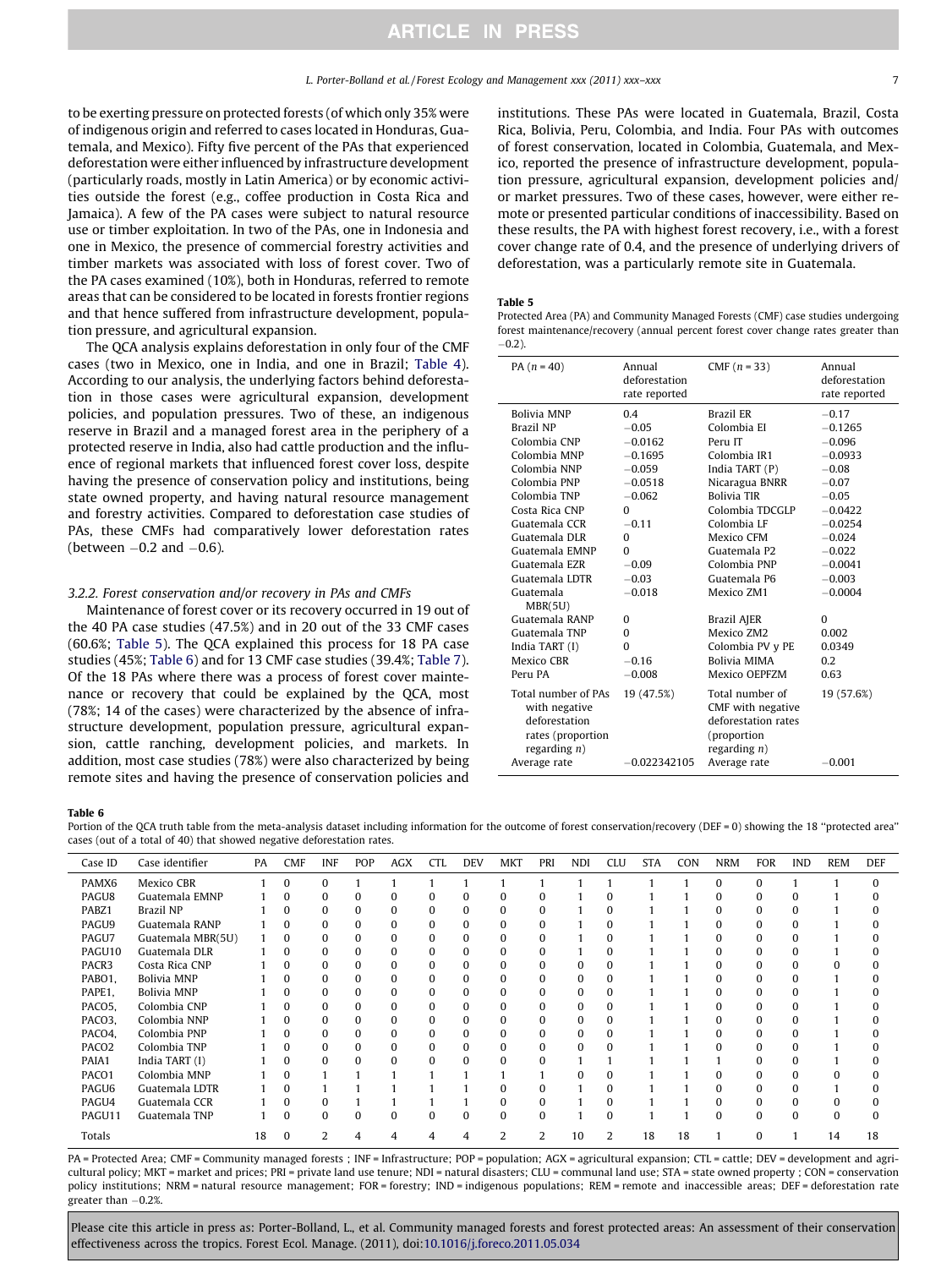to be exerting pressure on protected forests (of which only 35% were of indigenous origin and referred to cases located in Honduras, Guatemala, and Mexico). Fifty five percent of the PAs that experienced deforestation were either influenced by infrastructure development (particularly roads, mostly in Latin America) or by economic activities outside the forest (e.g., coffee production in Costa Rica and Jamaica). A few of the PA cases were subject to natural resource use or timber exploitation. In two of the PAs, one in Indonesia and one in Mexico, the presence of commercial forestry activities and timber markets was associated with loss of forest cover. Two of the PA cases examined (10%), both in Honduras, referred to remote areas that can be considered to be located in forests frontier regions and that hence suffered from infrastructure development, population pressure, and agricultural expansion.

The QCA analysis explains deforestation in only four of the CMF cases (two in Mexico, one in India, and one in Brazil; Table 4). According to our analysis, the underlying factors behind deforestation in those cases were agricultural expansion, development policies, and population pressures. Two of these, an indigenous reserve in Brazil and a managed forest area in the periphery of a protected reserve in India, also had cattle production and the influence of regional markets that influenced forest cover loss, despite having the presence of conservation policy and institutions, being state owned property, and having natural resource management and forestry activities. Compared to deforestation case studies of PAs, these CMFs had comparatively lower deforestation rates (between −0.2 and −0.6).

### 3.2.2. Forest conservation and/or recovery in PAs and CMFs

Maintenance of forest cover or its recovery occurred in 19 out of the 40 PA case studies (47.5%) and in 20 out of the 33 CMF cases (60.6%; Table 5). The QCA explained this process for 18 PA case studies (45%; Table 6) and for 13 CMF case studies (39.4%; Table 7). Of the 18 PAs where there was a process of forest cover maintenance or recovery that could be explained by the QCA, most (78%; 14 of the cases) were characterized by the absence of infrastructure development, population pressure, agricultural expansion, cattle ranching, development policies, and markets. In addition, most case studies (78%) were also characterized by being remote sites and having the presence of conservation policies and institutions. These PAs were located in Guatemala, Brazil, Costa Rica, Bolivia, Peru, Colombia, and India. Four PAs with outcomes of forest conservation, located in Colombia, Guatemala, and Mexico, reported the presence of infrastructure development, population pressure, agricultural expansion, development policies and/or market pressures. Two of these cases, however, were either remote or presented particular conditions of inaccessibility. Based on these results, the PA with highest forest recovery, i.e., with a forest cover change rate of 0.4, and the presence of underlying drivers of deforestation, was a particularly remote site in Guatemala.

**Table 5**
Protected Area (PA) and Community Managed Forests (CMF) case studies undergoing forest maintenance/recovery (annual percent forest cover change rates greater than −0.2).

| PA (n = 40) | Annual deforestation rate reported | CMF (n = 33) | Annual deforestation rate reported |
|---|---|---|---|
| Bolivia MNP | 0.4 | Brazil ER | −0.17 |
| Brazil NP | −0.05 | Colombia EI | −0.1265 |
| Colombia CNP | −0.0162 | Peru IT | −0.096 |
| Colombia MNP | −0.1695 | Colombia IR1 | −0.0933 |
| Colombia NNP | −0.059 | India TART (P) | −0.08 |
| Colombia PNP | −0.0518 | Nicaragua BNRR | −0.07 |
| Colombia TNP | −0.062 | Bolivia TIR | −0.05 |
| Costa Rica CNP | 0 | Colombia TDCGLP | −0.0422 |
| Guatemala CCR | −0.11 | Colombia LF | −0.0254 |
| Guatemala DLR | 0 | Mexico CFM | −0.024 |
| Guatemala EMNP | 0 | Guatemala P2 | −0.022 |
| Guatemala EZR | −0.09 | Colombia PNP | −0.0041 |
| Guatemala LDTR | −0.03 | Guatemala P6 | −0.003 |
| Guatemala MBR(5U) | −0.018 | Mexico ZM1 | −0.0004 |
| Guatemala RANP | 0 | Brazil AJER | 0 |
| Guatemala TNP | 0 | Mexico ZM2 | 0.002 |
| India TART (I) | 0 | Colombia PV y PE | 0.0349 |
| Mexico CBR | −0.16 | Bolivia MIMA | 0.2 |
| Peru PA | −0.008 | Mexico OEPFZM | 0.63 |
| Total number of PAs with negative deforestation rates (proportion regarding n) | 19 (47.5%) | Total number of CMF with negative deforestation rates (proportion regarding n) | 19 (57.6%) |
| Average rate | −0.022342105 | Average rate | −0.001 |

**Table 6**
Portion of the QCA truth table from the meta-analysis dataset including information for the outcome of forest conservation/recovery (DEF = 0) showing the 18 "protected area" cases (out of a total of 40) that showed negative deforestation rates.

| Case ID | Case identifier | PA | CMF | INF | POP | AGX | CTL | DEV | MKT | PRI | NDI | CLU | STA | CON | NRM | FOR | IND | REM | DEF |
|---|---|---|---|---|---|---|---|---|---|---|---|---|---|---|---|---|---|---|---|
| PAMX6 | Mexico CBR | 1 | 0 | 0 | 1 | 1 | 1 | 1 | 1 | 1 | 1 | 1 | 1 | 1 | 0 | 0 | 1 | 1 | 0 |
| PAGU8 | Guatemala EMNP | 1 | 0 | 0 | 0 | 0 | 0 | 0 | 0 | 0 | 1 | 0 | 1 | 1 | 0 | 0 | 0 | 1 | 0 |
| PABZ1 | Brazil NP | 1 | 0 | 0 | 0 | 0 | 0 | 0 | 0 | 0 | 1 | 0 | 1 | 1 | 0 | 0 | 0 | 1 | 0 |
| PAGU9 | Guatemala RANP | 1 | 0 | 0 | 0 | 0 | 0 | 0 | 0 | 0 | 1 | 0 | 1 | 1 | 0 | 0 | 0 | 1 | 0 |
| PAGU7 | Guatemala MBR(5U) | 1 | 0 | 0 | 0 | 0 | 0 | 0 | 0 | 0 | 1 | 0 | 1 | 1 | 0 | 0 | 0 | 1 | 0 |
| PAGU10 | Guatemala DLR | 1 | 0 | 0 | 0 | 0 | 0 | 0 | 0 | 0 | 1 | 0 | 1 | 1 | 0 | 0 | 0 | 1 | 0 |
| PACR3 | Costa Rica CNP | 1 | 0 | 0 | 0 | 0 | 0 | 0 | 0 | 0 | 0 | 0 | 1 | 1 | 0 | 0 | 0 | 0 | 0 |
| PABO1, | Bolivia MNP | 1 | 0 | 0 | 0 | 0 | 0 | 0 | 0 | 0 | 0 | 0 | 1 | 1 | 0 | 0 | 0 | 1 | 0 |
| PAPE1, | Bolivia MNP | 1 | 0 | 0 | 0 | 0 | 0 | 0 | 0 | 0 | 0 | 0 | 1 | 1 | 0 | 0 | 0 | 1 | 0 |
| PACO5, | Colombia CNP | 1 | 0 | 0 | 0 | 0 | 0 | 0 | 0 | 0 | 0 | 0 | 1 | 1 | 0 | 0 | 0 | 1 | 0 |
| PACO3, | Colombia NNP | 1 | 0 | 0 | 0 | 0 | 0 | 0 | 0 | 0 | 0 | 0 | 1 | 1 | 0 | 0 | 0 | 1 | 0 |
| PACO4, | Colombia PNP | 1 | 0 | 0 | 0 | 0 | 0 | 0 | 0 | 0 | 0 | 0 | 1 | 1 | 0 | 0 | 0 | 1 | 0 |
| PACO2 | Colombia TNP | 1 | 0 | 0 | 0 | 0 | 0 | 0 | 0 | 0 | 0 | 0 | 1 | 1 | 0 | 0 | 0 | 1 | 0 |
| PAIA1 | India TART (I) | 1 | 0 | 0 | 0 | 0 | 0 | 0 | 0 | 0 | 1 | 1 | 1 | 1 | 1 | 0 | 0 | 1 | 0 |
| PACO1 | Colombia MNP | 1 | 0 | 1 | 1 | 1 | 1 | 1 | 1 | 1 | 0 | 0 | 1 | 1 | 0 | 0 | 0 | 0 | 0 |
| PAGU6 | Guatemala LDTR | 1 | 0 | 1 | 1 | 1 | 1 | 1 | 0 | 0 | 1 | 0 | 1 | 1 | 0 | 0 | 0 | 1 | 0 |
| PAGU4 | Guatemala CCR | 1 | 0 | 0 | 1 | 1 | 1 | 1 | 0 | 0 | 1 | 0 | 1 | 1 | 0 | 0 | 0 | 0 | 0 |
| PAGU11 | Guatemala TNP | 1 | 0 | 0 | 0 | 0 | 0 | 0 | 0 | 0 | 1 | 0 | 1 | 1 | 0 | 0 | 0 | 0 | 0 |
| Totals | | 18 | 0 | 2 | 4 | 4 | 4 | 4 | 2 | 2 | 10 | 2 | 18 | 18 | 1 | 0 | 1 | 14 | 18 |

PA = Protected Area; CMF = Community managed forests ; INF = Infrastructure; POP = population; AGX = agricultural expansion; CTL = cattle; DEV = development and agricultural policy; MKT = market and prices; PRI = private land use tenure; NDI = natural disasters; CLU = communal land use; STA = state owned property ; CON = conservation policy institutions; NRM = natural resource management; FOR = forestry; IND = indigenous populations; REM = remote and inaccessible areas; DEF = deforestation rate greater than −0.2%.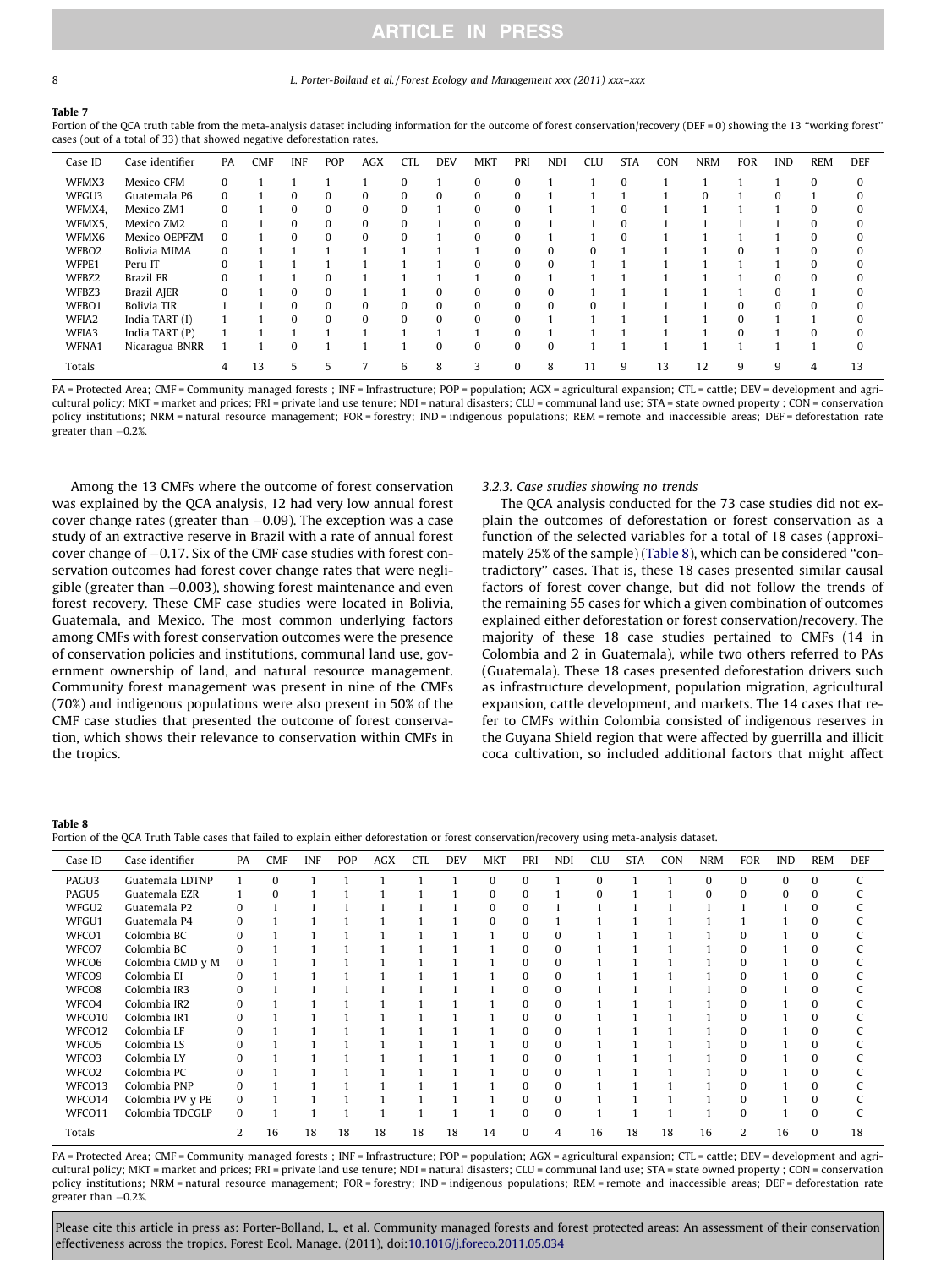**Table 7**
Portion of the QCA truth table from the meta-analysis dataset including information for the outcome of forest conservation/recovery (DEF = 0) showing the 13 "working forest" cases (out of a total of 33) that showed negative deforestation rates.

| Case ID | Case identifier | PA | CMF | INF | POP | AGX | CTL | DEV | MKT | PRI | NDI | CLU | STA | CON | NRM | FOR | IND | REM | DEF |
|---|---|---|---|---|---|---|---|---|---|---|---|---|---|---|---|---|---|---|---|
| WFMX3 | Mexico CFM | 0 | 1 | 1 | 1 | 1 | 0 | 1 | 0 | 0 | 1 | 1 | 0 | 1 | 1 | 1 | 1 | 0 | 0 |
| WFGU3 | Guatemala P6 | 0 | 1 | 0 | 0 | 0 | 0 | 0 | 0 | 0 | 1 | 1 | 1 | 1 | 0 | 1 | 0 | 1 | 0 |
| WFMX4, | Mexico ZM1 | 0 | 1 | 0 | 0 | 0 | 0 | 1 | 0 | 0 | 1 | 1 | 0 | 1 | 1 | 1 | 1 | 0 | 0 |
| WFMX5, | Mexico ZM2 | 0 | 1 | 0 | 0 | 0 | 0 | 1 | 0 | 0 | 1 | 1 | 0 | 1 | 1 | 1 | 1 | 0 | 0 |
| WFMX6 | Mexico OEPFZM | 0 | 1 | 0 | 0 | 0 | 0 | 1 | 0 | 0 | 1 | 1 | 0 | 1 | 1 | 1 | 1 | 0 | 0 |
| WFBO2 | Bolivia MIMA | 0 | 1 | 1 | 1 | 1 | 1 | 1 | 1 | 0 | 0 | 0 | 1 | 1 | 1 | 0 | 1 | 0 | 0 |
| WFPE1 | Peru IT | 0 | 1 | 1 | 1 | 1 | 1 | 1 | 0 | 0 | 0 | 1 | 1 | 1 | 1 | 1 | 1 | 0 | 0 |
| WFBZ2 | Brazil ER | 0 | 1 | 1 | 0 | 1 | 1 | 1 | 1 | 0 | 1 | 1 | 1 | 1 | 1 | 1 | 0 | 0 | 0 |
| WFBZ3 | Brazil AJER | 0 | 1 | 0 | 0 | 1 | 1 | 0 | 0 | 0 | 0 | 1 | 1 | 1 | 1 | 1 | 0 | 1 | 0 |
| WFBO1 | Bolivia TIR | 1 | 1 | 0 | 0 | 0 | 0 | 0 | 0 | 0 | 0 | 0 | 1 | 1 | 1 | 0 | 0 | 0 | 0 |
| WFIA2 | India TART (I) | 1 | 1 | 0 | 0 | 0 | 0 | 0 | 0 | 0 | 1 | 1 | 1 | 1 | 1 | 0 | 1 | 1 | 0 |
| WFIA3 | India TART (P) | 1 | 1 | 1 | 1 | 1 | 1 | 1 | 1 | 0 | 1 | 1 | 1 | 1 | 1 | 0 | 1 | 0 | 0 |
| WFNA1 | Nicaragua BNRR | 1 | 1 | 0 | 1 | 1 | 1 | 0 | 0 | 0 | 0 | 1 | 1 | 1 | 1 | 1 | 1 | 1 | 0 |
| Totals | | 4 | 13 | 5 | 5 | 7 | 6 | 8 | 3 | 0 | 8 | 11 | 9 | 13 | 12 | 9 | 9 | 4 | 13 |

PA = Protected Area; CMF = Community managed forests ; INF = Infrastructure; POP = population; AGX = agricultural expansion; CTL = cattle; DEV = development and agricultural policy; MKT = market and prices; PRI = private land use tenure; NDI = natural disasters; CLU = communal land use; STA = state owned property ; CON = conservation policy institutions; NRM = natural resource management; FOR = forestry; IND = indigenous populations; REM = remote and inaccessible areas; DEF = deforestation rate greater than −0.2%.

Among the 13 CMFs where the outcome of forest conservation was explained by the QCA analysis, 12 had very low annual forest cover change rates (greater than −0.09). The exception was a case study of an extractive reserve in Brazil with a rate of annual forest cover change of −0.17. Six of the CMF case studies with forest conservation outcomes had forest cover change rates that were negligible (greater than −0.003), showing forest maintenance and even forest recovery. These CMF case studies were located in Bolivia, Guatemala, and Mexico. The most common underlying factors among CMFs with forest conservation outcomes were the presence of conservation policies and institutions, communal land use, government ownership of land, and natural resource management. Community forest management was present in nine of the CMFs (70%) and indigenous populations were also present in 50% of the CMF case studies that presented the outcome of forest conservation, which shows their relevance to conservation within CMFs in the tropics.

### 3.2.3. Case studies showing no trends

The QCA analysis conducted for the 73 case studies did not explain the outcomes of deforestation or forest conservation as a function of the selected variables for a total of 18 cases (approximately 25% of the sample) (Table 8), which can be considered "contradictory" cases. That is, these 18 cases presented similar causal factors of forest cover change, but did not follow the trends of the remaining 55 cases for which a given combination of outcomes explained either deforestation or forest conservation/recovery. The majority of these 18 case studies pertained to CMFs (14 in Colombia and 2 in Guatemala), while two others referred to PAs (Guatemala). These 18 cases presented deforestation drivers such as infrastructure development, population migration, agricultural expansion, cattle development, and markets. The 14 cases that refer to CMFs within Colombia consisted of indigenous reserves in the Guyana Shield region that were affected by guerrilla and illicit coca cultivation, so included additional factors that might affect

**Table 8**
Portion of the QCA Truth Table cases that failed to explain either deforestation or forest conservation/recovery using meta-analysis dataset.

| Case ID | Case identifier | PA | CMF | INF | POP | AGX | CTL | DEV | MKT | PRI | NDI | CLU | STA | CON | NRM | FOR | IND | REM | DEF |
|---|---|---|---|---|---|---|---|---|---|---|---|---|---|---|---|---|---|---|---|
| PAGU3 | Guatemala LDTNP | 1 | 0 | 1 | 1 | 1 | 1 | 1 | 0 | 0 | 1 | 0 | 1 | 1 | 0 | 0 | 0 | 0 | C |
| PAGU5 | Guatemala EZR | 1 | 0 | 1 | 1 | 1 | 1 | 1 | 0 | 0 | 1 | 0 | 1 | 1 | 0 | 0 | 0 | 0 | C |
| WFGU2 | Guatemala P2 | 0 | 1 | 1 | 1 | 1 | 1 | 1 | 0 | 0 | 1 | 1 | 1 | 1 | 1 | 1 | 1 | 0 | C |
| WFGU1 | Guatemala P4 | 0 | 1 | 1 | 1 | 1 | 1 | 1 | 0 | 0 | 1 | 1 | 1 | 1 | 1 | 1 | 1 | 0 | C |
| WFCO1 | Colombia BC | 0 | 1 | 1 | 1 | 1 | 1 | 1 | 1 | 0 | 0 | 1 | 1 | 1 | 1 | 0 | 1 | 0 | C |
| WFCO7 | Colombia BC | 0 | 1 | 1 | 1 | 1 | 1 | 1 | 1 | 0 | 0 | 1 | 1 | 1 | 1 | 0 | 1 | 0 | C |
| WFCO6 | Colombia CMD y M | 0 | 1 | 1 | 1 | 1 | 1 | 1 | 1 | 0 | 0 | 1 | 1 | 1 | 1 | 0 | 1 | 0 | C |
| WFCO9 | Colombia EI | 0 | 1 | 1 | 1 | 1 | 1 | 1 | 1 | 0 | 0 | 1 | 1 | 1 | 1 | 0 | 1 | 0 | C |
| WFCO8 | Colombia IR3 | 0 | 1 | 1 | 1 | 1 | 1 | 1 | 1 | 0 | 0 | 1 | 1 | 1 | 1 | 0 | 1 | 0 | C |
| WFCO4 | Colombia IR2 | 0 | 1 | 1 | 1 | 1 | 1 | 1 | 1 | 0 | 0 | 1 | 1 | 1 | 1 | 0 | 1 | 0 | C |
| WFCO10 | Colombia IR1 | 0 | 1 | 1 | 1 | 1 | 1 | 1 | 1 | 0 | 0 | 1 | 1 | 1 | 1 | 0 | 1 | 0 | C |
| WFCO12 | Colombia LF | 0 | 1 | 1 | 1 | 1 | 1 | 1 | 1 | 0 | 0 | 1 | 1 | 1 | 1 | 0 | 1 | 0 | C |
| WFCO5 | Colombia LS | 0 | 1 | 1 | 1 | 1 | 1 | 1 | 1 | 0 | 0 | 1 | 1 | 1 | 1 | 0 | 1 | 0 | C |
| WFCO3 | Colombia LY | 0 | 1 | 1 | 1 | 1 | 1 | 1 | 1 | 0 | 0 | 1 | 1 | 1 | 1 | 0 | 1 | 0 | C |
| WFCO2 | Colombia PC | 0 | 1 | 1 | 1 | 1 | 1 | 1 | 1 | 0 | 0 | 1 | 1 | 1 | 1 | 0 | 1 | 0 | C |
| WFCO13 | Colombia PNP | 0 | 1 | 1 | 1 | 1 | 1 | 1 | 1 | 0 | 0 | 1 | 1 | 1 | 1 | 0 | 1 | 0 | C |
| WFCO14 | Colombia PV y PE | 0 | 1 | 1 | 1 | 1 | 1 | 1 | 1 | 0 | 0 | 1 | 1 | 1 | 1 | 0 | 1 | 0 | C |
| WFCO11 | Colombia TDCGLP | 0 | 1 | 1 | 1 | 1 | 1 | 1 | 1 | 0 | 0 | 1 | 1 | 1 | 1 | 0 | 1 | 0 | C |
| Totals | | 2 | 16 | 18 | 18 | 18 | 18 | 18 | 14 | 0 | 4 | 16 | 18 | 18 | 16 | 2 | 16 | 0 | 18 |

PA = Protected Area; CMF = Community managed forests ; INF = Infrastructure; POP = population; AGX = agricultural expansion; CTL = cattle; DEV = development and agricultural policy; MKT = market and prices; PRI = private land use tenure; NDI = natural disasters; CLU = communal land use; STA = state owned property ; CON = conservation policy institutions; NRM = natural resource management; FOR = forestry; IND = indigenous populations; REM = remote and inaccessible areas; DEF = deforestation rate greater than −0.2%.

Please cite this article in press as: Porter-Bolland, L., et al. Community managed forests and forest protected areas: An assessment of their conservation effectiveness across the tropics. Forest Ecol. Manage. (2011), doi:10.1016/j.foreco.2011.05.034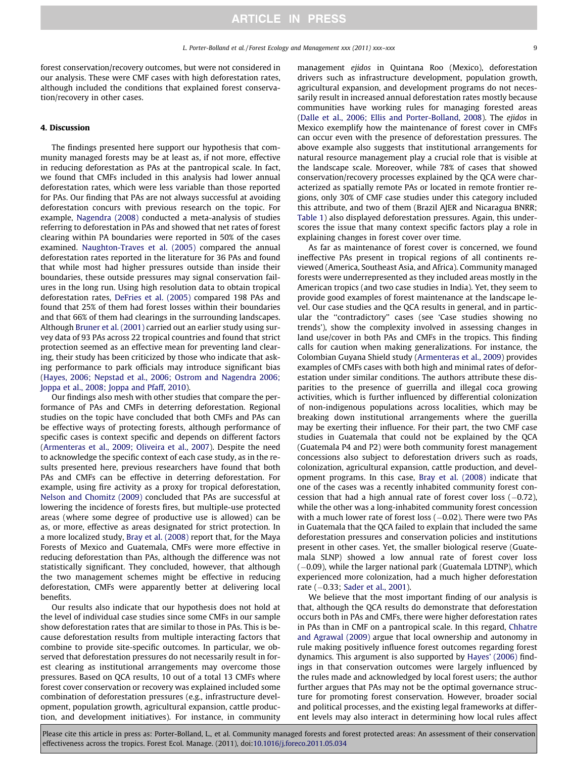forest conservation/recovery outcomes, but were not considered in our analysis. These were CMF cases with high deforestation rates, although included the conditions that explained forest conservation/recovery in other cases.

## 4. Discussion

The findings presented here support our hypothesis that community managed forests may be at least as, if not more, effective in reducing deforestation as PAs at the pantropical scale. In fact, we found that CMFs included in this analysis had lower annual deforestation rates, which were less variable than those reported for PAs. Our finding that PAs are not always successful at avoiding deforestation concurs with previous research on the topic. For example, Nagendra (2008) conducted a meta-analysis of studies referring to deforestation in PAs and showed that net rates of forest clearing within PA boundaries were reported in 50% of the cases examined. Naughton-Traves et al. (2005) compared the annual deforestation rates reported in the literature for 36 PAs and found that while most had higher pressures outside than inside their boundaries, these outside pressures may signal conservation failures in the long run. Using high resolution data to obtain tropical deforestation rates, DeFries et al. (2005) compared 198 PAs and found that 25% of them had forest losses within their boundaries and that 66% of them had clearings in the surrounding landscapes. Although Bruner et al. (2001) carried out an earlier study using survey data of 93 PAs across 22 tropical countries and found that strict protection seemed as an effective mean for preventing land clearing, their study has been criticized by those who indicate that asking performance to park officials may introduce significant bias (Hayes, 2006; Nepstad et al., 2006; Ostrom and Nagendra 2006; Joppa et al., 2008; Joppa and Pfaff, 2010).

Our findings also mesh with other studies that compare the performance of PAs and CMFs in deterring deforestation. Regional studies on the topic have concluded that both CMFs and PAs can be effective ways of protecting forests, although performance of specific cases is context specific and depends on different factors (Armenteras et al., 2009; Oliveira et al., 2007). Despite the need to acknowledge the specific context of each case study, as in the results presented here, previous researchers have found that both PAs and CMFs can be effective in deterring deforestation. For example, using fire activity as a proxy for tropical deforestation, Nelson and Chomitz (2009) concluded that PAs are successful at lowering the incidence of forests fires, but multiple-use protected areas (where some degree of productive use is allowed) can be as, or more, effective as areas designated for strict protection. In a more localized study, Bray et al. (2008) report that, for the Maya Forests of Mexico and Guatemala, CMFs were more effective in reducing deforestation than PAs, although the difference was not statistically significant. They concluded, however, that although the two management schemes might be effective in reducing deforestation, CMFs were apparently better at delivering local benefits.

Our results also indicate that our hypothesis does not hold at the level of individual case studies since some CMFs in our sample show deforestation rates that are similar to those in PAs. This is because deforestation results from multiple interacting factors that combine to provide site-specific outcomes. In particular, we observed that deforestation pressures do not necessarily result in forest clearing as institutional arrangements may overcome those pressures. Based on QCA results, 10 out of a total 13 CMFs where forest cover conservation or recovery was explained included some combination of deforestation pressures (e.g., infrastructure development, population growth, agricultural expansion, cattle production, and development initiatives). For instance, in community management *ejidos* in Quintana Roo (Mexico), deforestation drivers such as infrastructure development, population growth, agricultural expansion, and development programs do not necessarily result in increased annual deforestation rates mostly because communities have working rules for managing forested areas (Dalle et al., 2006; Ellis and Porter-Bolland, 2008). The *ejidos* in Mexico exemplify how the maintenance of forest cover in CMFs can occur even with the presence of deforestation pressures. The above example also suggests that institutional arrangements for natural resource management play a crucial role that is visible at the landscape scale. Moreover, while 78% of cases that showed conservation/recovery processes explained by the QCA were characterized as spatially remote PAs or located in remote frontier regions, only 30% of CMF case studies under this category included this attribute, and two of them (Brazil AJER and Nicaragua BNRR; Table 1) also displayed deforestation pressures. Again, this underscores the issue that many context specific factors play a role in explaining changes in forest cover over time.

As far as maintenance of forest cover is concerned, we found ineffective PAs present in tropical regions of all continents reviewed (America, Southeast Asia, and Africa). Community managed forests were underrepresented as they included areas mostly in the American tropics (and two case studies in India). Yet, they seem to provide good examples of forest maintenance at the landscape level. Our case studies and the QCA results in general, and in particular the "contradictory" cases (see 'Case studies showing no trends'), show the complexity involved in assessing changes in land use/cover in both PAs and CMFs in the tropics. This finding calls for caution when making generalizations. For instance, the Colombian Guyana Shield study (Armenteras et al., 2009) provides examples of CMFs cases with both high and minimal rates of deforestation under similar conditions. The authors attribute these disparities to the presence of guerrilla and illegal coca growing activities, which is further influenced by differential colonization of non-indigenous populations across localities, which may be breaking down institutional arrangements where the guerilla may be exerting their influence. For their part, the two CMF case studies in Guatemala that could not be explained by the QCA (Guatemala P4 and P2) were both community forest management concessions also subject to deforestation drivers such as roads, colonization, agricultural expansion, cattle production, and development programs. In this case, Bray et al. (2008) indicate that one of the cases was a recently inhabited community forest concession that had a high annual rate of forest cover loss (−0.72), while the other was a long-inhabited community forest concession with a much lower rate of forest loss (−0.02). There were two PAs in Guatemala that the QCA failed to explain that included the same deforestation pressures and conservation policies and institutions present in other cases. Yet, the smaller biological reserve (Guatemala SLNP) showed a low annual rate of forest cover loss (−0.09), while the larger national park (Guatemala LDTNP), which experienced more colonization, had a much higher deforestation rate (−0.33; Sader et al., 2001).

We believe that the most important finding of our analysis is that, although the QCA results do demonstrate that deforestation occurs both in PAs and CMFs, there were higher deforestation rates in PAs than in CMF on a pantropical scale. In this regard, Chhatre and Agrawal (2009) argue that local ownership and autonomy in rule making positively influence forest outcomes regarding forest dynamics. This argument is also supported by Hayes' (2006) findings in that conservation outcomes were largely influenced by the rules made and acknowledged by local forest users; the author further argues that PAs may not be the optimal governance structure for promoting forest conservation. However, broader social and political processes, and the existing legal frameworks at different levels may also interact in determining how local rules affect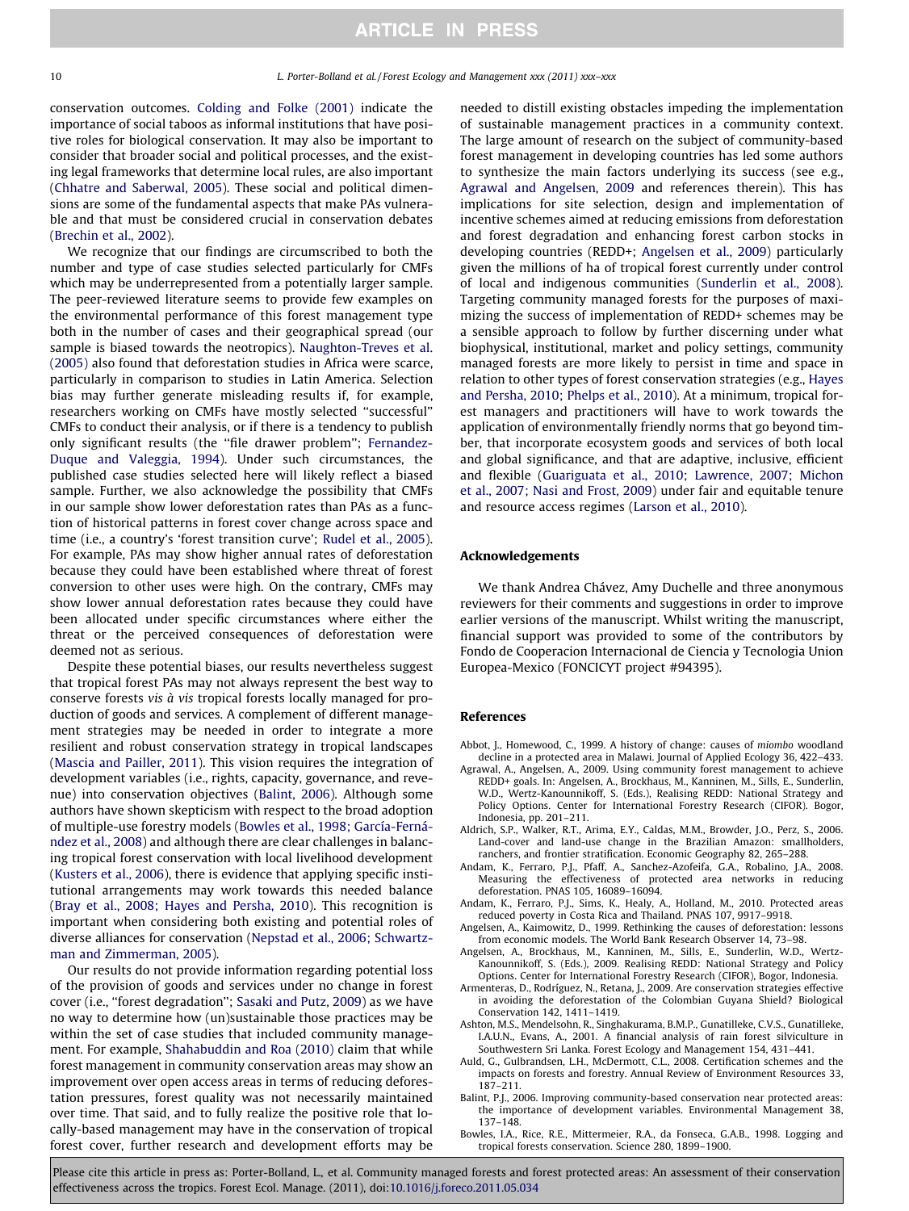conservation outcomes. Colding and Folke (2001) indicate the importance of social taboos as informal institutions that have positive roles for biological conservation. It may also be important to consider that broader social and political processes, and the existing legal frameworks that determine local rules, are also important (Chhatre and Saberwal, 2005). These social and political dimensions are some of the fundamental aspects that make PAs vulnerable and that must be considered crucial in conservation debates (Brechin et al., 2002).

We recognize that our findings are circumscribed to both the number and type of case studies selected particularly for CMFs which may be underrepresented from a potentially larger sample. The peer-reviewed literature seems to provide few examples on the environmental performance of this forest management type both in the number of cases and their geographical spread (our sample is biased towards the neotropics). Naughton-Treves et al. (2005) also found that deforestation studies in Africa were scarce, particularly in comparison to studies in Latin America. Selection bias may further generate misleading results if, for example, researchers working on CMFs have mostly selected "successful" CMFs to conduct their analysis, or if there is a tendency to publish only significant results (the "file drawer problem"; Fernandez-Duque and Valeggia, 1994). Under such circumstances, the published case studies selected here will likely reflect a biased sample. Further, we also acknowledge the possibility that CMFs in our sample show lower deforestation rates than PAs as a function of historical patterns in forest cover change across space and time (i.e., a country's 'forest transition curve'; Rudel et al., 2005). For example, PAs may show higher annual rates of deforestation because they could have been established where threat of forest conversion to other uses were high. On the contrary, CMFs may show lower annual deforestation rates because they could have been allocated under specific circumstances where either the threat or the perceived consequences of deforestation were deemed not as serious.

Despite these potential biases, our results nevertheless suggest that tropical forest PAs may not always represent the best way to conserve forests *vis à vis* tropical forests locally managed for production of goods and services. A complement of different management strategies may be needed in order to integrate a more resilient and robust conservation strategy in tropical landscapes (Mascia and Pailler, 2011). This vision requires the integration of development variables (i.e., rights, capacity, governance, and revenue) into conservation objectives (Balint, 2006). Although some authors have shown skepticism with respect to the broad adoption of multiple-use forestry models (Bowles et al., 1998; García-Fernández et al., 2008) and although there are clear challenges in balancing tropical forest conservation with local livelihood development (Kusters et al., 2006), there is evidence that applying specific institutional arrangements may work towards this needed balance (Bray et al., 2008; Hayes and Persha, 2010). This recognition is important when considering both existing and potential roles of diverse alliances for conservation (Nepstad et al., 2006; Schwartzman and Zimmerman, 2005).

Our results do not provide information regarding potential loss of the provision of goods and services under no change in forest cover (i.e., "forest degradation"; Sasaki and Putz, 2009) as we have no way to determine how (un)sustainable those practices may be within the set of case studies that included community management. For example, Shahabuddin and Roa (2010) claim that while forest management in community conservation areas may show an improvement over open access areas in terms of reducing deforestation pressures, forest quality was not necessarily maintained over time. That said, and to fully realize the positive role that locally-based management may have in the conservation of tropical forest cover, further research and development efforts may be needed to distill existing obstacles impeding the implementation of sustainable management practices in a community context. The large amount of research on the subject of community-based forest management in developing countries has led some authors to synthesize the main factors underlying its success (see e.g., Agrawal and Angelsen, 2009 and references therein). This has implications for site selection, design and implementation of incentive schemes aimed at reducing emissions from deforestation and forest degradation and enhancing forest carbon stocks in developing countries (REDD+; Angelsen et al., 2009) particularly given the millions of ha of tropical forest currently under control of local and indigenous communities (Sunderlin et al., 2008). Targeting community managed forests for the purposes of maximizing the success of implementation of REDD+ schemes may be a sensible approach to follow by further discerning under what biophysical, institutional, market and policy settings, community managed forests are more likely to persist in time and space in relation to other types of forest conservation strategies (e.g., Hayes and Persha, 2010; Phelps et al., 2010). At a minimum, tropical forest managers and practitioners will have to work towards the application of environmentally friendly norms that go beyond timber, that incorporate ecosystem goods and services of both local and global significance, and that are adaptive, inclusive, efficient and flexible (Guariguata et al., 2010; Lawrence, 2007; Michon et al., 2007; Nasi and Frost, 2009) under fair and equitable tenure and resource access regimes (Larson et al., 2010).

## Acknowledgements

We thank Andrea Chávez, Amy Duchelle and three anonymous reviewers for their comments and suggestions in order to improve earlier versions of the manuscript. Whilst writing the manuscript, financial support was provided to some of the contributors by Fondo de Cooperacion Internacional de Ciencia y Tecnologia Union Europea-Mexico (FONCICYT project #94395).

## References

Abbot, J., Homewood, C., 1999. A history of change: causes of *miombo* woodland decline in a protected area in Malawi. Journal of Applied Ecology 36, 422–433.

Agrawal, A., Angelsen, A., 2009. Using community forest management to achieve REDD+ goals. In: Angelsen, A., Brockhaus, M., Kanninen, M., Sills, E., Sunderlin, W.D., Wertz-Kanounnikoff, S. (Eds.), Realising REDD: National Strategy and Policy Options. Center for International Forestry Research (CIFOR). Bogor, Indonesia, pp. 201–211.

Aldrich, S.P., Walker, R.T., Arima, E.Y., Caldas, M.M., Browder, J.O., Perz, S., 2006. Land-cover and land-use change in the Brazilian Amazon: smallholders, ranchers, and frontier stratification. Economic Geography 82, 265–288.

Andam, K., Ferraro, P.J., Pfaff, A., Sanchez-Azofeifa, G.A., Robalino, J.A., 2008. Measuring the effectiveness of protected area networks in reducing deforestation. PNAS 105, 16089–16094.

Andam, K., Ferraro, P.J., Sims, K., Healy, A., Holland, M., 2010. Protected areas reduced poverty in Costa Rica and Thailand. PNAS 107, 9917–9918.

Angelsen, A., Kaimowitz, D., 1999. Rethinking the causes of deforestation: lessons from economic models. The World Bank Research Observer 14, 73–98.

Angelsen, A., Brockhaus, M., Kanninen, M., Sills, E., Sunderlin, W.D., Wertz-Kanounnikoff, S. (Eds.), 2009. Realising REDD: National Strategy and Policy Options. Center for International Forestry Research (CIFOR), Bogor, Indonesia.

Armenteras, D., Rodríguez, N., Retana, J., 2009. Are conservation strategies effective in avoiding the deforestation of the Colombian Guyana Shield? Biological Conservation 142, 1411–1419.

Ashton, M.S., Mendelsohn, R., Singhakurama, B.M.P., Gunatilleke, C.V.S., Gunatilleke, I.A.U.N., Evans, A., 2001. A financial analysis of rain forest silviculture in Southwestern Sri Lanka. Forest Ecology and Management 154, 431–441.

Auld, G., Gulbrandsen, L.H., McDermott, C.L., 2008. Certification schemes and the impacts on forests and forestry. Annual Review of Environment Resources 33, 187–211.

Balint, P.J., 2006. Improving community-based conservation near protected areas: the importance of development variables. Environmental Management 38, 137–148.

Bowles, I.A., Rice, R.E., Mittermeier, R.A., da Fonseca, G.A.B., 1998. Logging and tropical forests conservation. Science 280, 1899–1900.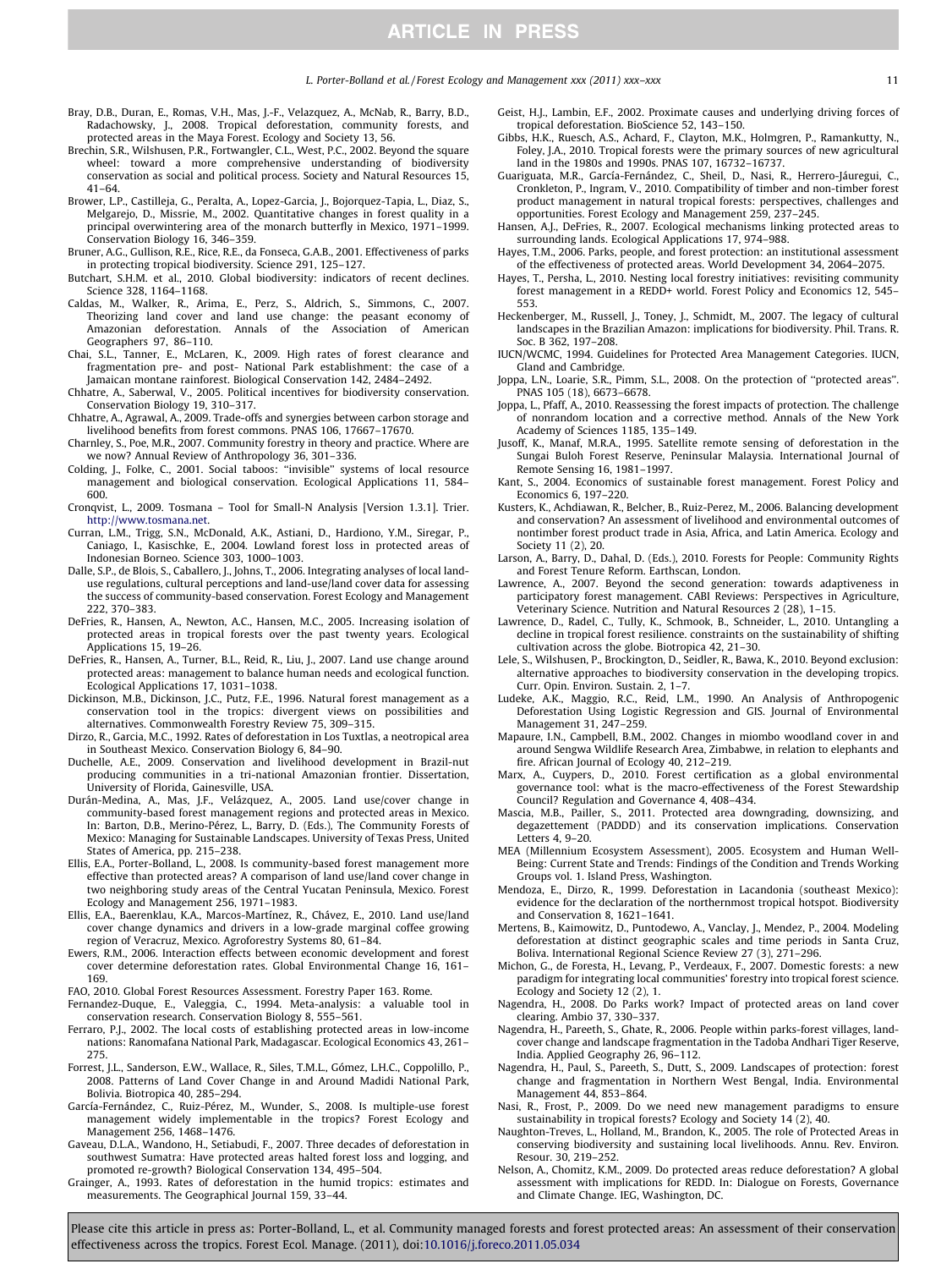Bray, D.B., Duran, E., Romas, V.H., Mas, J.-F., Velazquez, A., McNab, R., Barry, B.D., Radachowsky, J., 2008. Tropical deforestation, community forests, and protected areas in the Maya Forest. Ecology and Society 13, 56.

Brechin, S.R., Wilshusen, P.R., Fortwangler, C.L., West, P.C., 2002. Beyond the square wheel: toward a more comprehensive understanding of biodiversity conservation as social and political process. Society and Natural Resources 15, 41–64.

Brower, L.P., Castilleja, G., Peralta, A., Lopez-Garcia, J., Bojorquez-Tapia, L., Diaz, S., Melgarejo, D., Missrie, M., 2002. Quantitative changes in forest quality in a principal overwintering area of the monarch butterfly in Mexico, 1971–1999. Conservation Biology 16, 346–359.

Bruner, A.G., Gullison, R.E., Rice, R.E., da Fonseca, G.A.B., 2001. Effectiveness of parks in protecting tropical biodiversity. Science 291, 125–127.

Butchart, S.H.M. et al., 2010. Global biodiversity: indicators of recent declines. Science 328, 1164–1168.

Caldas, M., Walker, R., Arima, E., Perz, S., Aldrich, S., Simmons, C., 2007. Theorizing land cover and land use change: the peasant economy of Amazonian deforestation. Annals of the Association of American Geographers 97, 86–110.

Chai, S.L., Tanner, E., McLaren, K., 2009. High rates of forest clearance and fragmentation pre- and post- National Park establishment: the case of a Jamaican montane rainforest. Biological Conservation 142, 2484–2492.

Chhatre, A., Saberwal, V., 2005. Political incentives for biodiversity conservation. Conservation Biology 19, 310–317.

Chhatre, A., Agrawal, A., 2009. Trade-offs and synergies between carbon storage and livelihood benefits from forest commons. PNAS 106, 17667–17670.

Charnley, S., Poe, M.R., 2007. Community forestry in theory and practice. Where are we now? Annual Review of Anthropology 36, 301–336.

Colding, J., Folke, C., 2001. Social taboos: "invisible" systems of local resource management and biological conservation. Ecological Applications 11, 584–600.

Cronqvist, L., 2009. Tosmana – Tool for Small-N Analysis [Version 1.3.1]. Trier. http://www.tosmana.net.

Curran, L.M., Trigg, S.N., McDonald, A.K., Astiani, D., Hardiono, Y.M., Siregar, P., Caniago, I., Kasischke, E., 2004. Lowland forest loss in protected areas of Indonesian Borneo. Science 303, 1000–1003.

Dalle, S.P., de Blois, S., Caballero, J., Johns, T., 2006. Integrating analyses of local land-use regulations, cultural perceptions and land-use/land cover data for assessing the success of community-based conservation. Forest Ecology and Management 222, 370–383.

DeFries, R., Hansen, A., Newton, A.C., Hansen, M.C., 2005. Increasing isolation of protected areas in tropical forests over the past twenty years. Ecological Applications 15, 19–26.

DeFries, R., Hansen, A., Turner, B.L., Reid, R., Liu, J., 2007. Land use change around protected areas: management to balance human needs and ecological function. Ecological Applications 17, 1031–1038.

Dickinson, M.B., Dickinson, J.C., Putz, F.E., 1996. Natural forest management as a conservation tool in the tropics: divergent views on possibilities and alternatives. Commonwealth Forestry Review 75, 309–315.

Dirzo, R., Garcia, M.C., 1992. Rates of deforestation in Los Tuxtlas, a neotropical area in Southeast Mexico. Conservation Biology 6, 84–90.

Duchelle, A.E., 2009. Conservation and livelihood development in Brazil-nut producing communities in a tri-national Amazonian frontier. Dissertation, University of Florida, Gainesville, USA.

Durán-Medina, A., Mas, J.F., Velázquez, A., 2005. Land use/cover change in community-based forest management regions and protected areas in Mexico. In: Barton, D.B., Merino-Pérez, L., Barry, D. (Eds.), The Community Forests of Mexico: Managing for Sustainable Landscapes. University of Texas Press, United States of America, pp. 215–238.

Ellis, E.A., Porter-Bolland, L., 2008. Is community-based forest management more effective than protected areas? A comparison of land use/land cover change in two neighboring study areas of the Central Yucatan Peninsula, Mexico. Forest Ecology and Management 256, 1971–1983.

Ellis, E.A., Baerenklau, K.A., Marcos-Martínez, R., Chávez, E., 2010. Land use/land cover change dynamics and drivers in a low-grade marginal coffee growing region of Veracruz, Mexico. Agroforestry Systems 80, 61–84.

Ewers, R.M., 2006. Interaction effects between economic development and forest cover determine deforestation rates. Global Environmental Change 16, 161–169.

FAO, 2010. Global Forest Resources Assessment. Forestry Paper 163. Rome.

Fernandez-Duque, E., Valeggia, C., 1994. Meta-analysis: a valuable tool in conservation research. Conservation Biology 8, 555–561.

Ferraro, P.J., 2002. The local costs of establishing protected areas in low-income nations: Ranomafana National Park, Madagascar. Ecological Economics 43, 261–275.

Forrest, J.L., Sanderson, E.W., Wallace, R., Siles, T.M.L., Gómez, L.H.C., Coppolillo, P., 2008. Patterns of Land Cover Change in and Around Madidi National Park, Bolivia. Biotropica 40, 285–294.

García-Fernández, C., Ruiz-Pérez, M., Wunder, S., 2008. Is multiple-use forest management widely implementable in the tropics? Forest Ecology and Management 256, 1468–1476.

Gaveau, D.L.A., Wandono, H., Setiabudi, F., 2007. Three decades of deforestation in southwest Sumatra: Have protected areas halted forest loss and logging, and promoted re-growth? Biological Conservation 134, 495–504.

Grainger, A., 1993. Rates of deforestation in the humid tropics: estimates and measurements. The Geographical Journal 159, 33–44.

Geist, H.J., Lambin, E.F., 2002. Proximate causes and underlying driving forces of tropical deforestation. BioScience 52, 143–150.

Gibbs, H.K., Ruesch, A.S., Achard, F., Clayton, M.K., Holmgren, P., Ramankutty, N., Foley, J.A., 2010. Tropical forests were the primary sources of new agricultural land in the 1980s and 1990s. PNAS 107, 16732–16737.

Guariguata, M.R., García-Fernández, C., Sheil, D., Nasi, R., Herrero-Jáuregui, C., Cronkleton, P., Ingram, V., 2010. Compatibility of timber and non-timber forest product management in natural tropical forests: perspectives, challenges and opportunities. Forest Ecology and Management 259, 237–245.

Hansen, A.J., DeFries, R., 2007. Ecological mechanisms linking protected areas to surrounding lands. Ecological Applications 17, 974–988.

Hayes, T.M., 2006. Parks, people, and forest protection: an institutional assessment of the effectiveness of protected areas. World Development 34, 2064–2075.

Hayes, T., Persha, L., 2010. Nesting local forestry initiatives: revisiting community forest management in a REDD+ world. Forest Policy and Economics 12, 545–553.

Heckenberger, M., Russell, J., Toney, J., Schmidt, M., 2007. The legacy of cultural landscapes in the Brazilian Amazon: implications for biodiversity. Phil. Trans. R. Soc. B 362, 197–208.

IUCN/WCMC, 1994. Guidelines for Protected Area Management Categories. IUCN, Gland and Cambridge.

Joppa, L.N., Loarie, S.R., Pimm, S.L., 2008. On the protection of "protected areas". PNAS 105 (18), 6673–6678.

Joppa, L., Pfaff, A., 2010. Reassessing the forest impacts of protection. The challenge of nonrandom location and a corrective method. Annals of the New York Academy of Sciences 1185, 135–149.

Jusoff, K., Manaf, M.R.A., 1995. Satellite remote sensing of deforestation in the Sungai Buloh Forest Reserve, Peninsular Malaysia. International Journal of Remote Sensing 16, 1981–1997.

Kant, S., 2004. Economics of sustainable forest management. Forest Policy and Economics 6, 197–220.

Kusters, K., Achdiawan, R., Belcher, B., Ruiz-Perez, M., 2006. Balancing development and conservation? An assessment of livelihood and environmental outcomes of nontimber forest product trade in Asia, Africa, and Latin America. Ecology and Society 11 (2), 20.

Larson, A., Barry, D., Dahal, D. (Eds.), 2010. Forests for People: Community Rights and Forest Tenure Reform. Earthscan, London.

Lawrence, A., 2007. Beyond the second generation: towards adaptiveness in participatory forest management. CABI Reviews: Perspectives in Agriculture, Veterinary Science. Nutrition and Natural Resources 2 (28), 1–15.

Lawrence, D., Radel, C., Tully, K., Schmook, B., Schneider, L., 2010. Untangling a decline in tropical forest resilience. constraints on the sustainability of shifting cultivation across the globe. Biotropica 42, 21–30.

Lele, S., Wilshusen, P., Brockington, D., Seidler, R., Bawa, K., 2010. Beyond exclusion: alternative approaches to biodiversity conservation in the developing tropics. Curr. Opin. Environ. Sustain. 2, 1–7.

Ludeke, A.K., Maggio, R.C., Reid, L.M., 1990. An Analysis of Anthropogenic Deforestation Using Logistic Regression and GIS. Journal of Environmental Management 31, 247–259.

Mapaure, I.N., Campbell, B.M., 2002. Changes in miombo woodland cover in and around Sengwa Wildlife Research Area, Zimbabwe, in relation to elephants and fire. African Journal of Ecology 40, 212–219.

Marx, A., Cuypers, D., 2010. Forest certification as a global environmental governance tool: what is the macro-effectiveness of the Forest Stewardship Council? Regulation and Governance 4, 408–434.

Mascia, M.B., Pailler, S., 2011. Protected area downgrading, downsizing, and degazettement (PADDD) and its conservation implications. Conservation Letters 4, 9–20.

MEA (Millennium Ecosystem Assessment), 2005. Ecosystem and Human Well-Being: Current State and Trends: Findings of the Condition and Trends Working Groups vol. 1. Island Press, Washington.

Mendoza, E., Dirzo, R., 1999. Deforestation in Lacandonia (southeast Mexico): evidence for the declaration of the northernmost tropical hotspot. Biodiversity and Conservation 8, 1621–1641.

Mertens, B., Kaimowitz, D., Puntodewo, A., Vanclay, J., Mendez, P., 2004. Modeling deforestation at distinct geographic scales and time periods in Santa Cruz, Boliva. International Regional Science Review 27 (3), 271–296.

Michon, G., de Foresta, H., Levang, P., Verdeaux, F., 2007. Domestic forests: a new paradigm for integrating local communities' forestry into tropical forest science. Ecology and Society 12 (2), 1.

Nagendra, H., 2008. Do Parks work? Impact of protected areas on land cover clearing. Ambio 37, 330–337.

Nagendra, H., Pareeth, S., Ghate, R., 2006. People within parks-forest villages, land-cover change and landscape fragmentation in the Tadoba Andhari Tiger Reserve, India. Applied Geography 26, 96–112.

Nagendra, H., Paul, S., Pareeth, S., Dutt, S., 2009. Landscapes of protection: forest change and fragmentation in Northern West Bengal, India. Environmental Management 44, 853–864.

Nasi, R., Frost, P., 2009. Do we need new management paradigms to ensure sustainability in tropical forests? Ecology and Society 14 (2), 40.

Naughton-Treves, L., Holland, M., Brandon, K., 2005. The role of Protected Areas in conserving biodiversity and sustaining local livelihoods. Annu. Rev. Environ. Resour. 30, 219–252.

Nelson, A., Chomitz, K.M., 2009. Do protected areas reduce deforestation? A global assessment with implications for REDD. In: Dialogue on Forests, Governance and Climate Change. IEG, Washington, DC.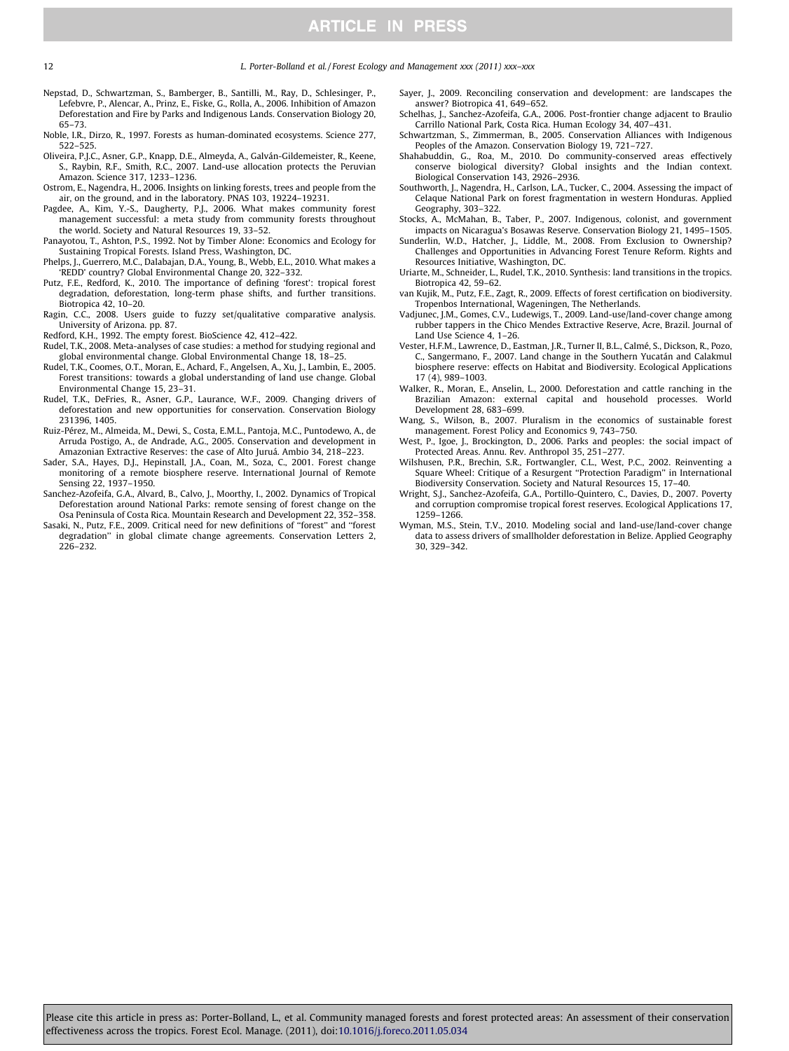Nepstad, D., Schwartzman, S., Bamberger, B., Santilli, M., Ray, D., Schlesinger, P., Lefebvre, P., Alencar, A., Prinz, E., Fiske, G., Rolla, A., 2006. Inhibition of Amazon Deforestation and Fire by Parks and Indigenous Lands. Conservation Biology 20, 65–73.

Noble, I.R., Dirzo, R., 1997. Forests as human-dominated ecosystems. Science 277, 522–525.

Oliveira, P.J.C., Asner, G.P., Knapp, D.E., Almeyda, A., Galván-Gildemeister, R., Keene, S., Raybin, R.F., Smith, R.C., 2007. Land-use allocation protects the Peruvian Amazon. Science 317, 1233–1236.

Ostrom, E., Nagendra, H., 2006. Insights on linking forests, trees and people from the air, on the ground, and in the laboratory. PNAS 103, 19224–19231.

Pagdee, A., Kim, Y.-S., Daugherty, P.J., 2006. What makes community forest management successful: a meta study from community forests throughout the world. Society and Natural Resources 19, 33–52.

Panayotou, T., Ashton, P.S., 1992. Not by Timber Alone: Economics and Ecology for Sustaining Tropical Forests. Island Press, Washington, DC.

Phelps, J., Guerrero, M.C., Dalabajan, D.A., Young, B., Webb, E.L., 2010. What makes a 'REDD' country? Global Environmental Change 20, 322–332.

Putz, F.E., Redford, K., 2010. The importance of defining 'forest': tropical forest degradation, deforestation, long-term phase shifts, and further transitions. Biotropica 42, 10–20.

Ragin, C.C., 2008. Users guide to fuzzy set/qualitative comparative analysis. University of Arizona. pp. 87.

Redford, K.H., 1992. The empty forest. BioScience 42, 412–422.

Rudel, T.K., 2008. Meta-analyses of case studies: a method for studying regional and global environmental change. Global Environmental Change 18, 18–25.

Rudel, T.K., Coomes, O.T., Moran, E., Achard, F., Angelsen, A., Xu, J., Lambin, E., 2005. Forest transitions: towards a global understanding of land use change. Global Environmental Change 15, 23–31.

Rudel, T.K., DeFries, R., Asner, G.P., Laurance, W.F., 2009. Changing drivers of deforestation and new opportunities for conservation. Conservation Biology 231396, 1405.

Ruiz-Pérez, M., Almeida, M., Dewi, S., Costa, E.M.L., Pantoja, M.C., Puntodewo, A., de Arruda Postigo, A., de Andrade, A.G., 2005. Conservation and development in Amazonian Extractive Reserves: the case of Alto Juruá. Ambio 34, 218–223.

Sader, S.A., Hayes, D.J., Hepinstall, J.A., Coan, M., Soza, C., 2001. Forest change monitoring of a remote biosphere reserve. International Journal of Remote Sensing 22, 1937–1950.

Sanchez-Azofeifa, G.A., Alvard, B., Calvo, J., Moorthy, I., 2002. Dynamics of Tropical Deforestation around National Parks: remote sensing of forest change on the Osa Peninsula of Costa Rica. Mountain Research and Development 22, 352–358.

Sasaki, N., Putz, F.E., 2009. Critical need for new definitions of "forest" and "forest degradation" in global climate change agreements. Conservation Letters 2, 226–232.

Sayer, J., 2009. Reconciling conservation and development: are landscapes the answer? Biotropica 41, 649–652.

Schelhas, J., Sanchez-Azofeifa, G.A., 2006. Post-frontier change adjacent to Braulio Carrillo National Park, Costa Rica. Human Ecology 34, 407–431.

Schwartzman, S., Zimmerman, B., 2005. Conservation Alliances with Indigenous Peoples of the Amazon. Conservation Biology 19, 721–727.

Shahabuddin, G., Roa, M., 2010. Do community-conserved areas effectively conserve biological diversity? Global insights and the Indian context. Biological Conservation 143, 2926–2936.

Southworth, J., Nagendra, H., Carlson, L.A., Tucker, C., 2004. Assessing the impact of Celaque National Park on forest fragmentation in western Honduras. Applied Geography, 303–322.

Stocks, A., McMahan, B., Taber, P., 2007. Indigenous, colonist, and government impacts on Nicaragua's Bosawas Reserve. Conservation Biology 21, 1495–1505.

Sunderlin, W.D., Hatcher, J., Liddle, M., 2008. From Exclusion to Ownership? Challenges and Opportunities in Advancing Forest Tenure Reform. Rights and Resources Initiative, Washington, DC.

Uriarte, M., Schneider, L., Rudel, T.K., 2010. Synthesis: land transitions in the tropics. Biotropica 42, 59–62.

van Kujik, M., Putz, F.E., Zagt, R., 2009. Effects of forest certification on biodiversity. Tropenbos International, Wageningen, The Netherlands.

Vadjunec, J.M., Gomes, C.V., Ludewigs, T., 2009. Land-use/land-cover change among rubber tappers in the Chico Mendes Extractive Reserve, Acre, Brazil. Journal of Land Use Science 4, 1–26.

Vester, H.F.M., Lawrence, D., Eastman, J.R., Turner II, B.L., Calmé, S., Dickson, R., Pozo, C., Sangermano, F., 2007. Land change in the Southern Yucatán and Calakmul biosphere reserve: effects on Habitat and Biodiversity. Ecological Applications 17 (4), 989–1003.

Walker, R., Moran, E., Anselin, L., 2000. Deforestation and cattle ranching in the Brazilian Amazon: external capital and household processes. World Development 28, 683–699.

Wang, S., Wilson, B., 2007. Pluralism in the economics of sustainable forest management. Forest Policy and Economics 9, 743–750.

West, P., Igoe, J., Brockington, D., 2006. Parks and peoples: the social impact of Protected Areas. Annu. Rev. Anthropol 35, 251–277.

Wilshusen, P.R., Brechin, S.R., Fortwangler, C.L., West, P.C., 2002. Reinventing a Square Wheel: Critique of a Resurgent "Protection Paradigm" in International Biodiversity Conservation. Society and Natural Resources 15, 17–40.

Wright, S.J., Sanchez-Azofeifa, G.A., Portillo-Quintero, C., Davies, D., 2007. Poverty and corruption compromise tropical forest reserves. Ecological Applications 17, 1259–1266.

Wyman, M.S., Stein, T.V., 2010. Modeling social and land-use/land-cover change data to assess drivers of smallholder deforestation in Belize. Applied Geography 30, 329–342.